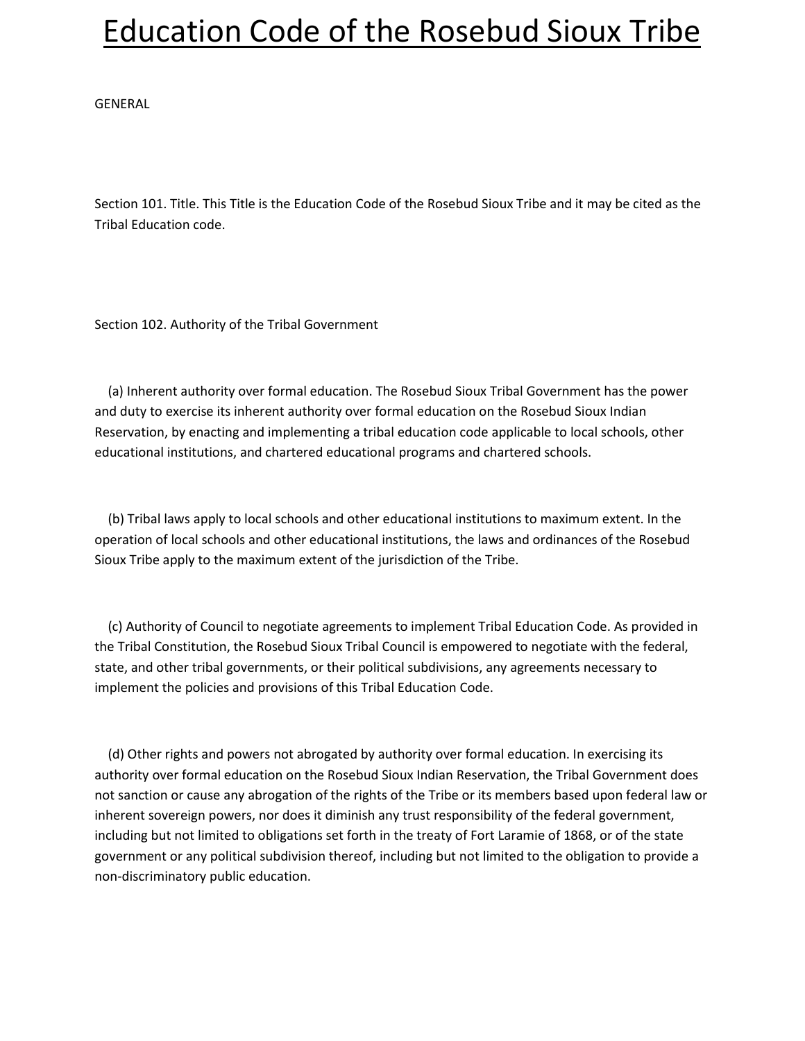# Education Code of the Rosebud Sioux Tribe

GENERAL

Section 101. Title. This Title is the Education Code of the Rosebud Sioux Tribe and it may be cited as the Tribal Education code.

Section 102. Authority of the Tribal Government

(a) Inherent authority over formal education. The Rosebud Sioux Tribal Government has the power and duty to exercise its inherent authority over formal education on the Rosebud Sioux Indian Reservation, by enacting and implementing a tribal education code applicable to local schools, other educational institutions, and chartered educational programs and chartered schools.

(b) Tribal laws apply to local schools and other educational institutions to maximum extent. In the operation of local schools and other educational institutions, the laws and ordinances of the Rosebud Sioux Tribe apply to the maximum extent of the jurisdiction of the Tribe.

(c) Authority of Council to negotiate agreements to implement Tribal Education Code. As provided in the Tribal Constitution, the Rosebud Sioux Tribal Council is empowered to negotiate with the federal, state, and other tribal governments, or their political subdivisions, any agreements necessary to implement the policies and provisions of this Tribal Education Code.

(d) Other rights and powers not abrogated by authority over formal education. In exercising its authority over formal education on the Rosebud Sioux Indian Reservation, the Tribal Government does not sanction or cause any abrogation of the rights of the Tribe or its members based upon federal law or inherent sovereign powers, nor does it diminish any trust responsibility of the federal government, including but not limited to obligations set forth in the treaty of Fort Laramie of 1868, or of the state government or any political subdivision thereof, including but not limited to the obligation to provide a non-discriminatory public education.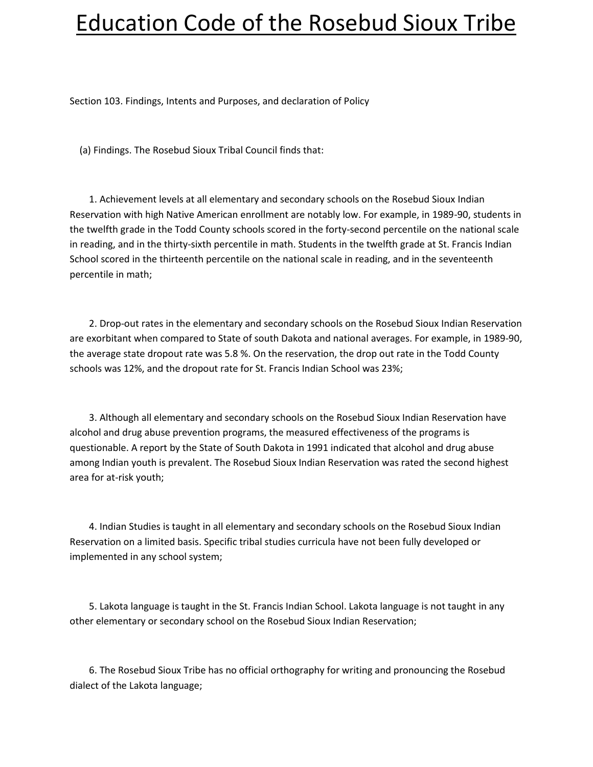# Education Code of the Rosebud Sioux Tribe

Section 103. Findings, Intents and Purposes, and declaration of Policy

(a) Findings. The Rosebud Sioux Tribal Council finds that:

1. Achievement levels at all elementary and secondary schools on the Rosebud Sioux Indian Reservation with high Native American enrollment are notably low. For example, in 1989-90, students in the twelfth grade in the Todd County schools scored in the forty-second percentile on the national scale in reading, and in the thirty-sixth percentile in math. Students in the twelfth grade at St. Francis Indian School scored in the thirteenth percentile on the national scale in reading, and in the seventeenth percentile in math;

2. Drop-out rates in the elementary and secondary schools on the Rosebud Sioux Indian Reservation are exorbitant when compared to State of south Dakota and national averages. For example, in 1989-90, the average state dropout rate was 5.8 %. On the reservation, the drop out rate in the Todd County schools was 12%, and the dropout rate for St. Francis Indian School was 23%;

3. Although all elementary and secondary schools on the Rosebud Sioux Indian Reservation have alcohol and drug abuse prevention programs, the measured effectiveness of the programs is questionable. A report by the State of South Dakota in 1991 indicated that alcohol and drug abuse among Indian youth is prevalent. The Rosebud Sioux Indian Reservation was rated the second highest area for at-risk youth;

4. Indian Studies is taught in all elementary and secondary schools on the Rosebud Sioux Indian Reservation on a limited basis. Specific tribal studies curricula have not been fully developed or implemented in any school system;

5. Lakota language is taught in the St. Francis Indian School. Lakota language is not taught in any other elementary or secondary school on the Rosebud Sioux Indian Reservation;

6. The Rosebud Sioux Tribe has no official orthography for writing and pronouncing the Rosebud dialect of the Lakota language;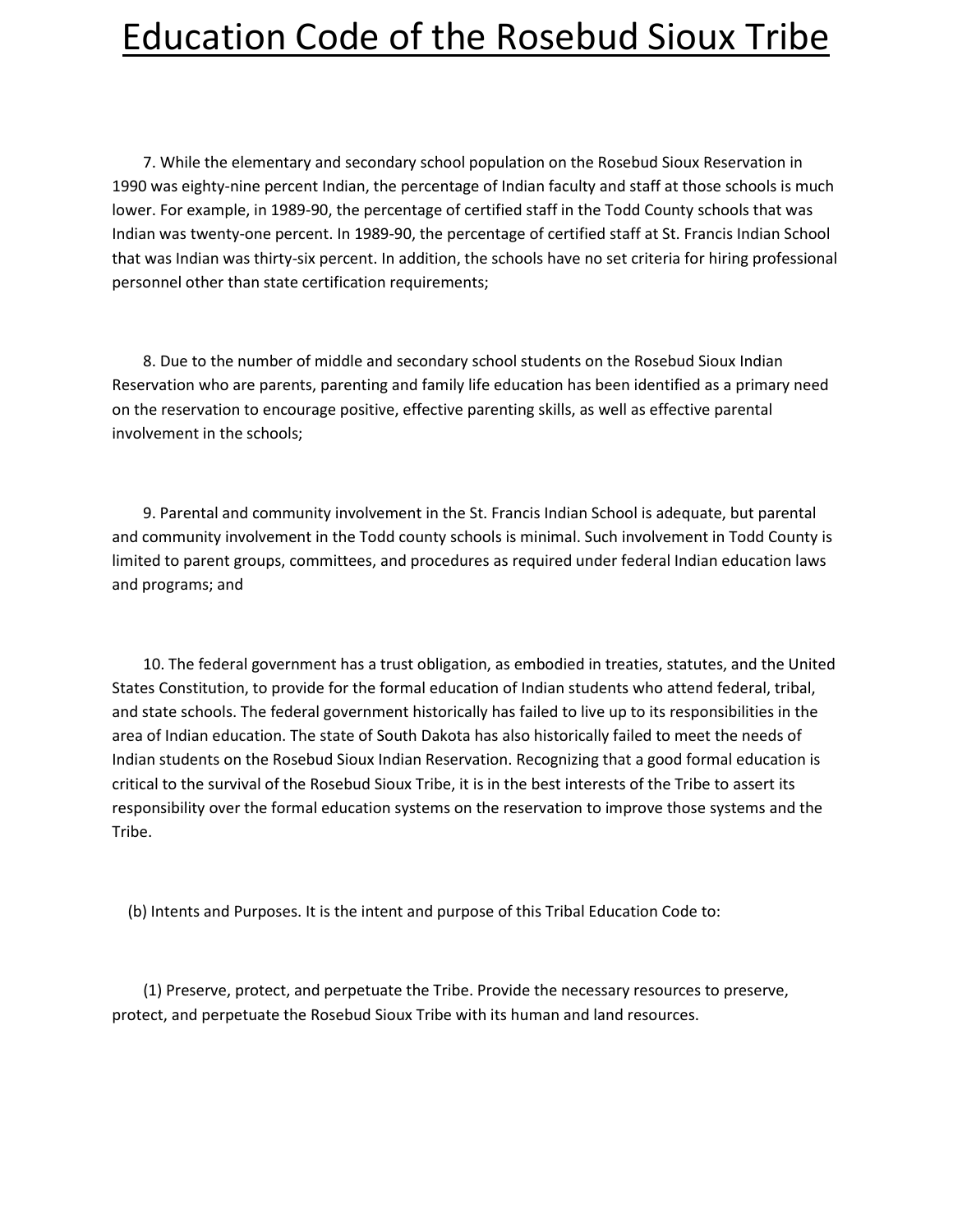7. While the elementary and secondary school population on the Rosebud Sioux Reservation in 1990 was eighty-nine percent Indian, the percentage of Indian faculty and staff at those schools is much lower. For example, in 1989-90, the percentage of certified staff in the Todd County schools that was Indian was twenty-one percent. In 1989-90, the percentage of certified staff at St. Francis Indian School that was Indian was thirty-six percent. In addition, the schools have no set criteria for hiring professional personnel other than state certification requirements;

8. Due to the number of middle and secondary school students on the Rosebud Sioux Indian Reservation who are parents, parenting and family life education has been identified as a primary need on the reservation to encourage positive, effective parenting skills, as well as effective parental involvement in the schools;

9. Parental and community involvement in the St. Francis Indian School is adequate, but parental and community involvement in the Todd county schools is minimal. Such involvement in Todd County is limited to parent groups, committees, and procedures as required under federal Indian education laws and programs; and

10. The federal government has a trust obligation, as embodied in treaties, statutes, and the United States Constitution, to provide for the formal education of Indian students who attend federal, tribal, and state schools. The federal government historically has failed to live up to its responsibilities in the area of Indian education. The state of South Dakota has also historically failed to meet the needs of Indian students on the Rosebud Sioux Indian Reservation. Recognizing that a good formal education is critical to the survival of the Rosebud Sioux Tribe, it is in the best interests of the Tribe to assert its responsibility over the formal education systems on the reservation to improve those systems and the Tribe.

(b) Intents and Purposes. It is the intent and purpose of this Tribal Education Code to:

(1) Preserve, protect, and perpetuate the Tribe. Provide the necessary resources to preserve, protect, and perpetuate the Rosebud Sioux Tribe with its human and land resources.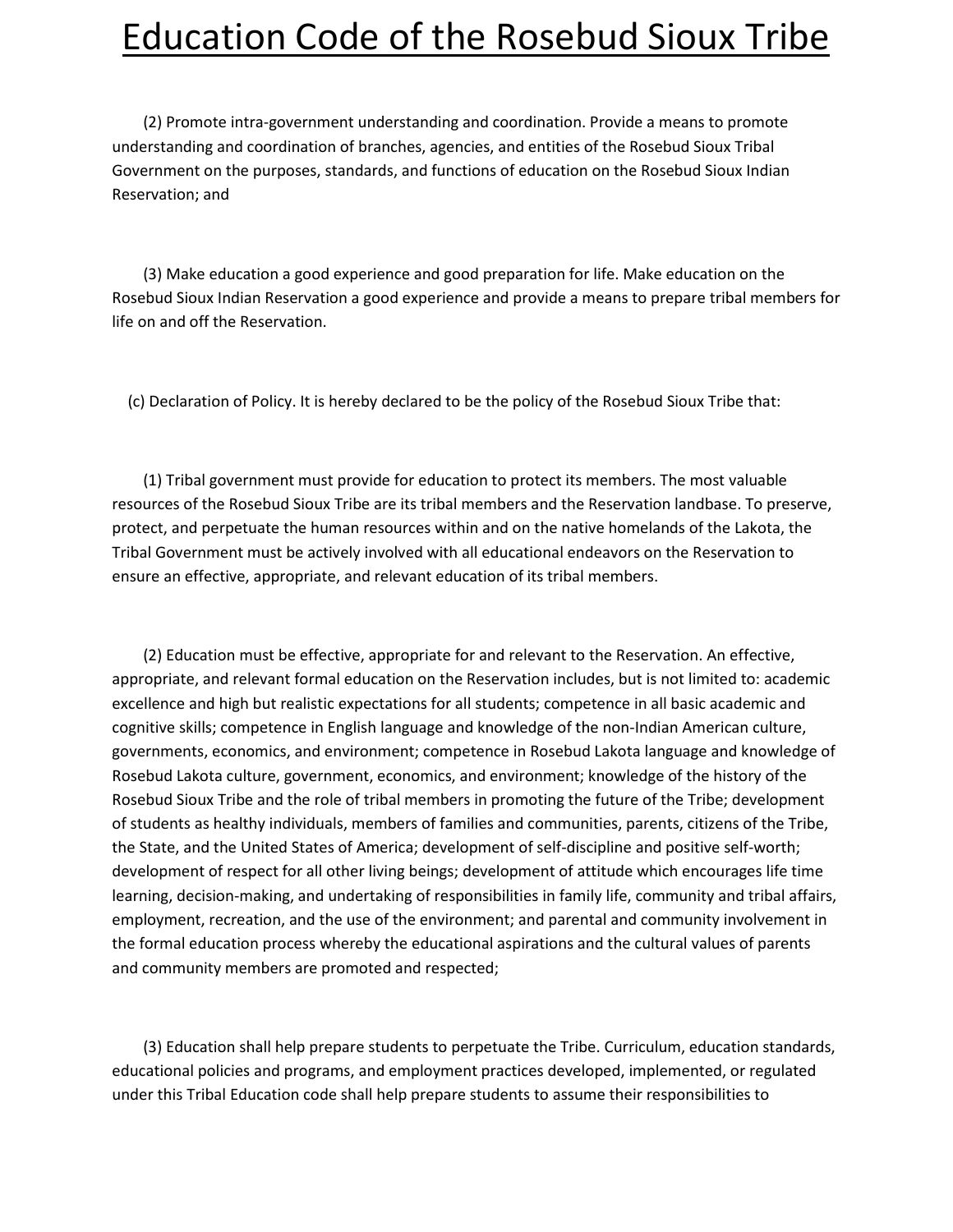(2) Promote intra-government understanding and coordination. Provide a means to promote understanding and coordination of branches, agencies, and entities of the Rosebud Sioux Tribal Government on the purposes, standards, and functions of education on the Rosebud Sioux Indian Reservation; and

(3) Make education a good experience and good preparation for life. Make education on the Rosebud Sioux Indian Reservation a good experience and provide a means to prepare tribal members for life on and off the Reservation.

(c) Declaration of Policy. It is hereby declared to be the policy of the Rosebud Sioux Tribe that:

(1) Tribal government must provide for education to protect its members. The most valuable resources of the Rosebud Sioux Tribe are its tribal members and the Reservation landbase. To preserve, protect, and perpetuate the human resources within and on the native homelands of the Lakota, the Tribal Government must be actively involved with all educational endeavors on the Reservation to ensure an effective, appropriate, and relevant education of its tribal members.

(2) Education must be effective, appropriate for and relevant to the Reservation. An effective, appropriate, and relevant formal education on the Reservation includes, but is not limited to: academic excellence and high but realistic expectations for all students; competence in all basic academic and cognitive skills; competence in English language and knowledge of the non-Indian American culture, governments, economics, and environment; competence in Rosebud Lakota language and knowledge of Rosebud Lakota culture, government, economics, and environment; knowledge of the history of the Rosebud Sioux Tribe and the role of tribal members in promoting the future of the Tribe; development of students as healthy individuals, members of families and communities, parents, citizens of the Tribe, the State, and the United States of America; development of self-discipline and positive self-worth; development of respect for all other living beings; development of attitude which encourages life time learning, decision-making, and undertaking of responsibilities in family life, community and tribal affairs, employment, recreation, and the use of the environment; and parental and community involvement in the formal education process whereby the educational aspirations and the cultural values of parents and community members are promoted and respected;

(3) Education shall help prepare students to perpetuate the Tribe. Curriculum, education standards, educational policies and programs, and employment practices developed, implemented, or regulated under this Tribal Education code shall help prepare students to assume their responsibilities to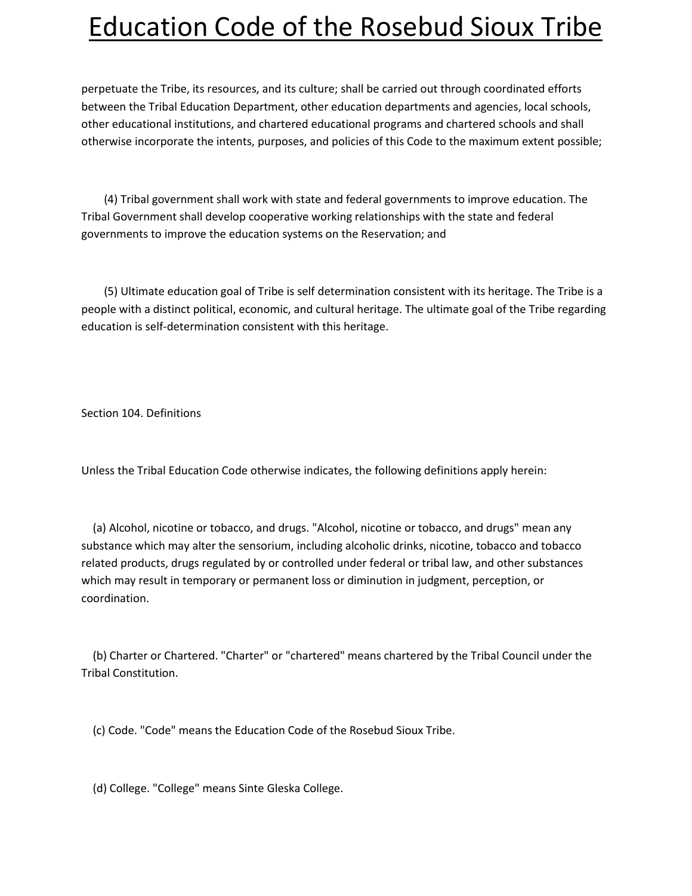perpetuate the Tribe, its resources, and its culture; shall be carried out through coordinated efforts between the Tribal Education Department, other education departments and agencies, local schools, other educational institutions, and chartered educational programs and chartered schools and shall otherwise incorporate the intents, purposes, and policies of this Code to the maximum extent possible;

(4) Tribal government shall work with state and federal governments to improve education. The Tribal Government shall develop cooperative working relationships with the state and federal governments to improve the education systems on the Reservation; and

(5) Ultimate education goal of Tribe is self determination consistent with its heritage. The Tribe is a people with a distinct political, economic, and cultural heritage. The ultimate goal of the Tribe regarding education is self-determination consistent with this heritage.

Section 104. Definitions

Unless the Tribal Education Code otherwise indicates, the following definitions apply herein:

(a) Alcohol, nicotine or tobacco, and drugs. "Alcohol, nicotine or tobacco, and drugs" mean any substance which may alter the sensorium, including alcoholic drinks, nicotine, tobacco and tobacco related products, drugs regulated by or controlled under federal or tribal law, and other substances which may result in temporary or permanent loss or diminution in judgment, perception, or coordination.

(b) Charter or Chartered. "Charter" or "chartered" means chartered by the Tribal Council under the Tribal Constitution.

(c) Code. "Code" means the Education Code of the Rosebud Sioux Tribe.

(d) College. "College" means Sinte Gleska College.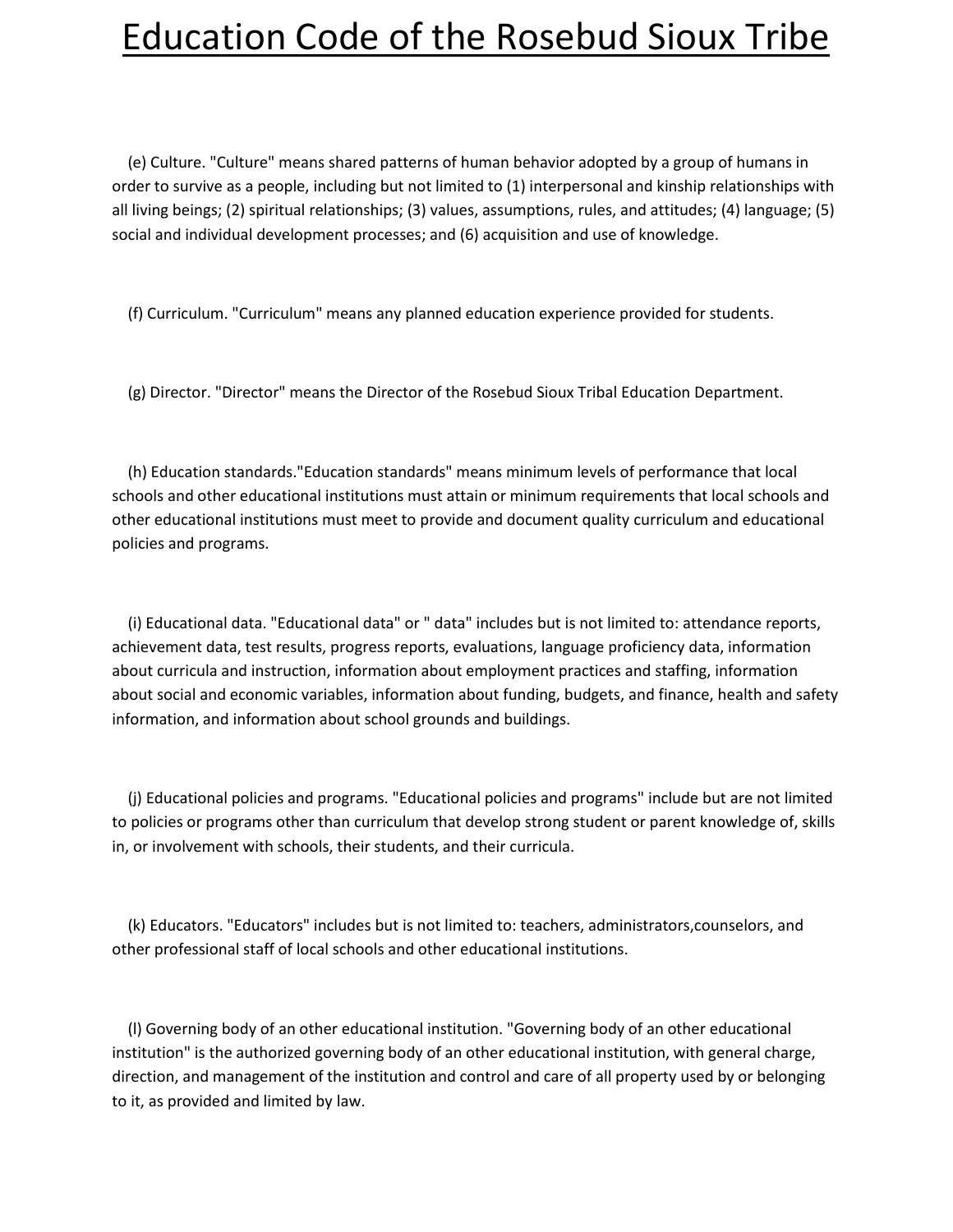(e) Culture. "Culture" means shared patterns of human behavior adopted by a group of humans in order to survive as a people, including but not limited to (1) interpersonal and kinship relationships with all living beings; (2) spiritual relationships; (3) values, assumptions, rules, and attitudes; (4) language; (5) social and individual development processes; and (6) acquisition and use of knowledge.

(f) Curriculum. "Curriculum" means any planned education experience provided for students.

(g) Director. "Director" means the Director of the Rosebud Sioux Tribal Education Department.

(h) Education standards."Education standards" means minimum levels of performance that local schools and other educational institutions must attain or minimum requirements that local schools and other educational institutions must meet to provide and document quality curriculum and educational policies and programs.

(i) Educational data. "Educational data" or " data" includes but is not limited to: attendance reports, achievement data, test results, progress reports, evaluations, language proficiency data, information about curricula and instruction, information about employment practices and staffing, information about social and economic variables, information about funding, budgets, and finance, health and safety information, and information about school grounds and buildings.

(j) Educational policies and programs. "Educational policies and programs" include but are not limited to policies or programs other than curriculum that develop strong student or parent knowledge of, skills in, or involvement with schools, their students, and their curricula.

(k) Educators. "Educators" includes but is not limited to: teachers, administrators,counselors, and other professional staff of local schools and other educational institutions.

(l) Governing body of an other educational institution. "Governing body of an other educational institution" is the authorized governing body of an other educational institution, with general charge, direction, and management of the institution and control and care of all property used by or belonging to it, as provided and limited by law.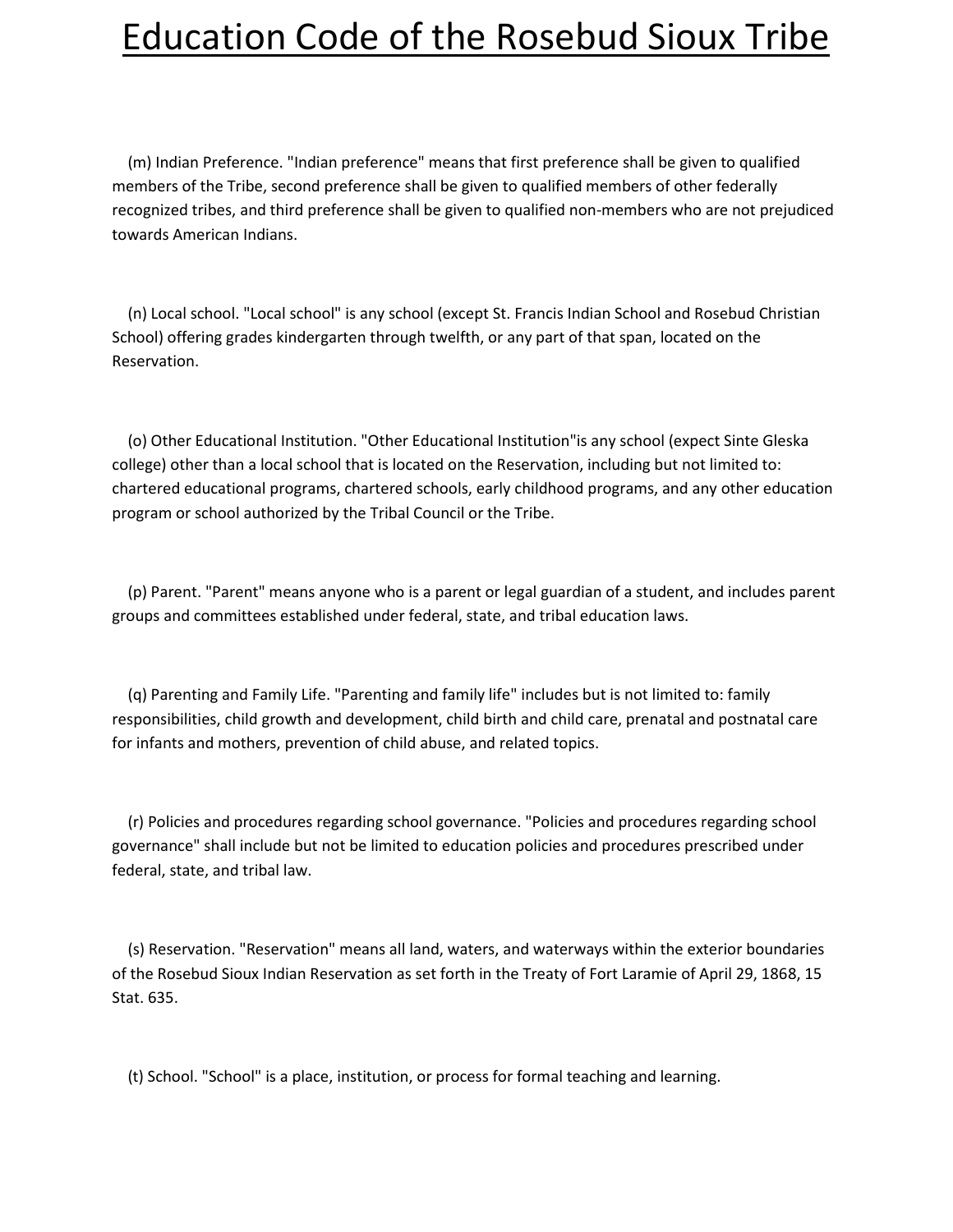(m) Indian Preference. "Indian preference" means that first preference shall be given to qualified members of the Tribe, second preference shall be given to qualified members of other federally recognized tribes, and third preference shall be given to qualified non-members who are not prejudiced towards American Indians.

(n) Local school. "Local school" is any school (except St. Francis Indian School and Rosebud Christian School) offering grades kindergarten through twelfth, or any part of that span, located on the Reservation.

(o) Other Educational Institution. "Other Educational Institution"is any school (expect Sinte Gleska college) other than a local school that is located on the Reservation, including but not limited to: chartered educational programs, chartered schools, early childhood programs, and any other education program or school authorized by the Tribal Council or the Tribe.

(p) Parent. "Parent" means anyone who is a parent or legal guardian of a student, and includes parent groups and committees established under federal, state, and tribal education laws.

(q) Parenting and Family Life. "Parenting and family life" includes but is not limited to: family responsibilities, child growth and development, child birth and child care, prenatal and postnatal care for infants and mothers, prevention of child abuse, and related topics.

(r) Policies and procedures regarding school governance. "Policies and procedures regarding school governance" shall include but not be limited to education policies and procedures prescribed under federal, state, and tribal law.

(s) Reservation. "Reservation" means all land, waters, and waterways within the exterior boundaries of the Rosebud Sioux Indian Reservation as set forth in the Treaty of Fort Laramie of April 29, 1868, 15 Stat. 635.

(t) School. "School" is a place, institution, or process for formal teaching and learning.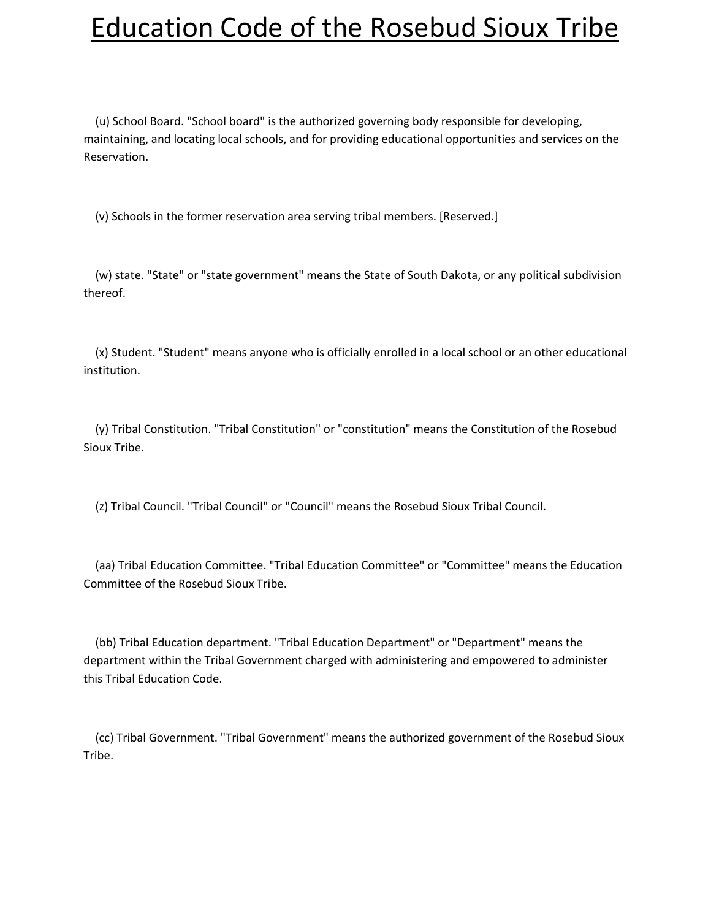(u) School Board. "School board" is the authorized governing body responsible for developing, maintaining, and locating local schools, and for providing educational opportunities and services on the Reservation.

(v) Schools in the former reservation area serving tribal members. [Reserved.]

(w) state. "State" or "state government" means the State of South Dakota, or any political subdivision thereof.

(x) Student. "Student" means anyone who is officially enrolled in a local school or an other educational institution.

(y) Tribal Constitution. "Tribal Constitution" or "constitution" means the Constitution of the Rosebud Sioux Tribe.

(z) Tribal Council. "Tribal Council" or "Council" means the Rosebud Sioux Tribal Council.

(aa) Tribal Education Committee. "Tribal Education Committee" or "Committee" means the Education Committee of the Rosebud Sioux Tribe.

(bb) Tribal Education department. "Tribal Education Department" or "Department" means the department within the Tribal Government charged with administering and empowered to administer this Tribal Education Code.

(cc) Tribal Government. "Tribal Government" means the authorized government of the Rosebud Sioux Tribe.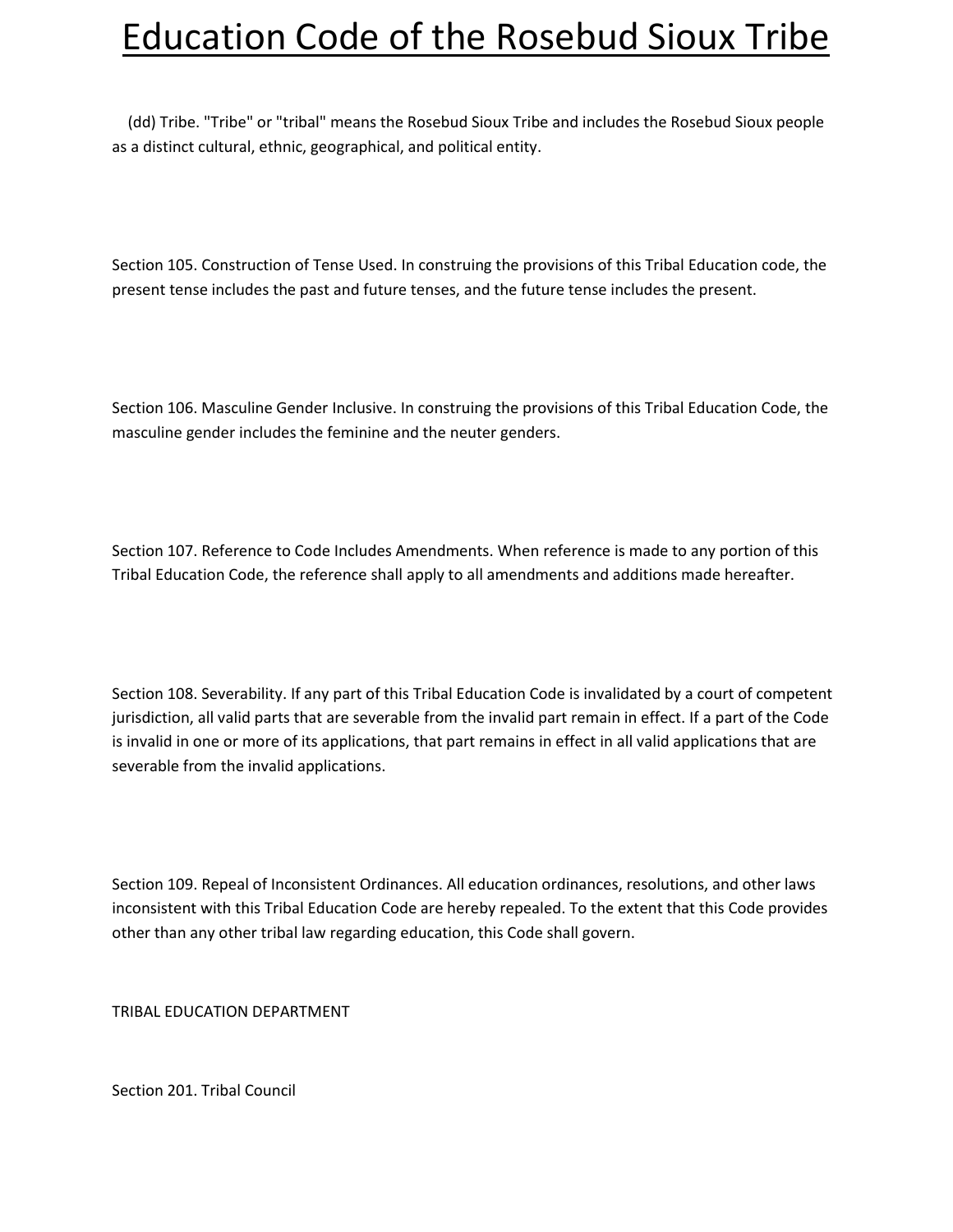(dd) Tribe. "Tribe" or "tribal" means the Rosebud Sioux Tribe and includes the Rosebud Sioux people as a distinct cultural, ethnic, geographical, and political entity.

Section 105. Construction of Tense Used. In construing the provisions of this Tribal Education code, the present tense includes the past and future tenses, and the future tense includes the present.

Section 106. Masculine Gender Inclusive. In construing the provisions of this Tribal Education Code, the masculine gender includes the feminine and the neuter genders.

Section 107. Reference to Code Includes Amendments. When reference is made to any portion of this Tribal Education Code, the reference shall apply to all amendments and additions made hereafter.

Section 108. Severability. If any part of this Tribal Education Code is invalidated by a court of competent jurisdiction, all valid parts that are severable from the invalid part remain in effect. If a part of the Code is invalid in one or more of its applications, that part remains in effect in all valid applications that are severable from the invalid applications.

Section 109. Repeal of Inconsistent Ordinances. All education ordinances, resolutions, and other laws inconsistent with this Tribal Education Code are hereby repealed. To the extent that this Code provides other than any other tribal law regarding education, this Code shall govern.

## TRIBAL EDUCATION DEPARTMENT

Section 201. Tribal Council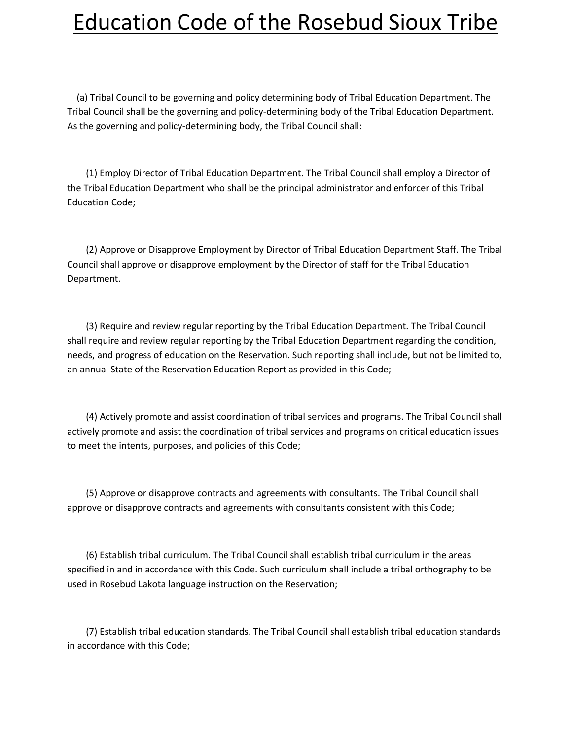(a) Tribal Council to be governing and policy determining body of Tribal Education Department. The Tribal Council shall be the governing and policy-determining body of the Tribal Education Department. As the governing and policy-determining body, the Tribal Council shall:

(1) Employ Director of Tribal Education Department. The Tribal Council shall employ a Director of the Tribal Education Department who shall be the principal administrator and enforcer of this Tribal Education Code;

(2) Approve or Disapprove Employment by Director of Tribal Education Department Staff. The Tribal Council shall approve or disapprove employment by the Director of staff for the Tribal Education Department.

(3) Require and review regular reporting by the Tribal Education Department. The Tribal Council shall require and review regular reporting by the Tribal Education Department regarding the condition, needs, and progress of education on the Reservation. Such reporting shall include, but not be limited to, an annual State of the Reservation Education Report as provided in this Code;

(4) Actively promote and assist coordination of tribal services and programs. The Tribal Council shall actively promote and assist the coordination of tribal services and programs on critical education issues to meet the intents, purposes, and policies of this Code;

(5) Approve or disapprove contracts and agreements with consultants. The Tribal Council shall approve or disapprove contracts and agreements with consultants consistent with this Code;

(6) Establish tribal curriculum. The Tribal Council shall establish tribal curriculum in the areas specified in and in accordance with this Code. Such curriculum shall include a tribal orthography to be used in Rosebud Lakota language instruction on the Reservation;

(7) Establish tribal education standards. The Tribal Council shall establish tribal education standards in accordance with this Code;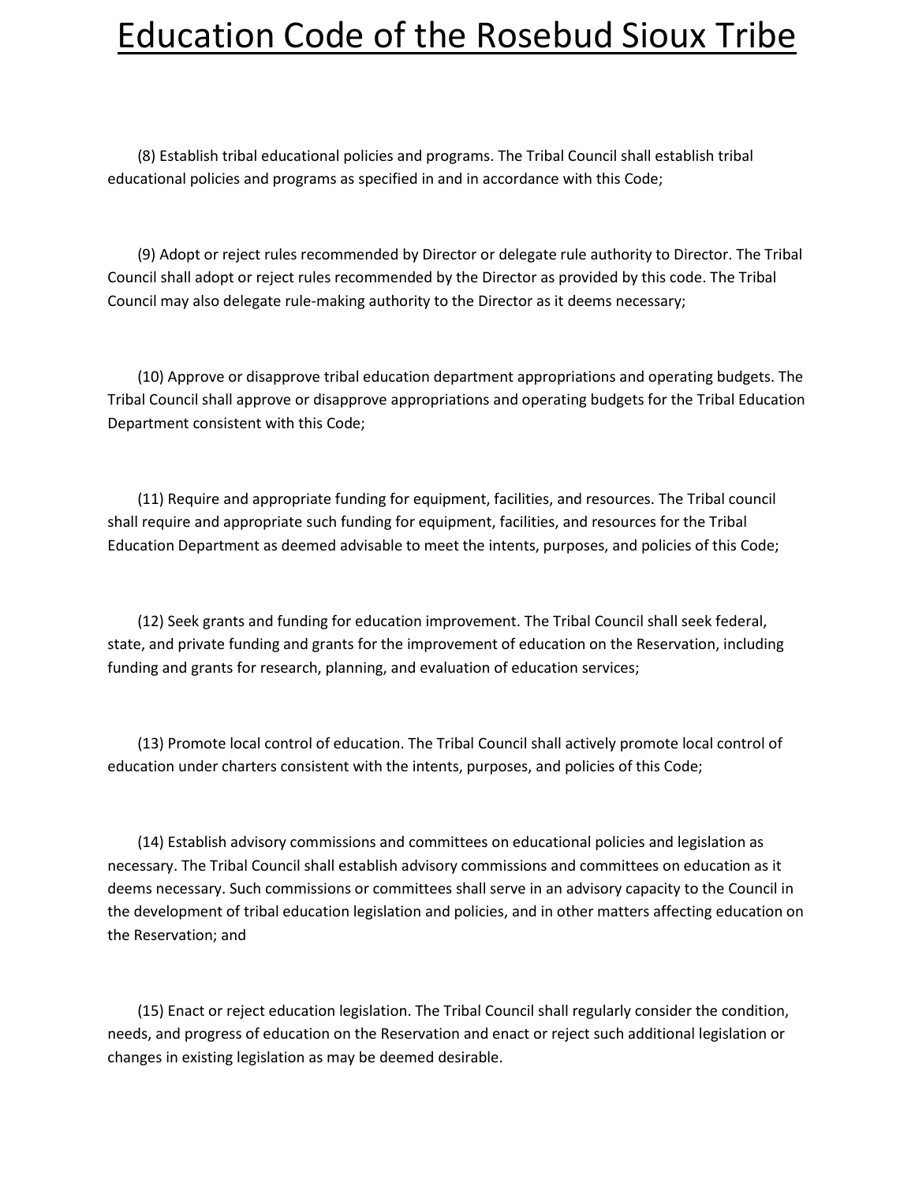(8) Establish tribal educational policies and programs. The Tribal Council shall establish tribal educational policies and programs as specified in and in accordance with this Code;

(9) Adopt or reject rules recommended by Director or delegate rule authority to Director. The Tribal Council shall adopt or reject rules recommended by the Director as provided by this code. The Tribal Council may also delegate rule-making authority to the Director as it deems necessary;

(10) Approve or disapprove tribal education department appropriations and operating budgets. The Tribal Council shall approve or disapprove appropriations and operating budgets for the Tribal Education Department consistent with this Code;

(11) Require and appropriate funding for equipment, facilities, and resources. The Tribal council shall require and appropriate such funding for equipment, facilities, and resources for the Tribal Education Department as deemed advisable to meet the intents, purposes, and policies of this Code;

(12) Seek grants and funding for education improvement. The Tribal Council shall seek federal, state, and private funding and grants for the improvement of education on the Reservation, including funding and grants for research, planning, and evaluation of education services;

(13) Promote local control of education. The Tribal Council shall actively promote local control of education under charters consistent with the intents, purposes, and policies of this Code;

(14) Establish advisory commissions and committees on educational policies and legislation as necessary. The Tribal Council shall establish advisory commissions and committees on education as it deems necessary. Such commissions or committees shall serve in an advisory capacity to the Council in the development of tribal education legislation and policies, and in other matters affecting education on the Reservation; and

(15) Enact or reject education legislation. The Tribal Council shall regularly consider the condition, needs, and progress of education on the Reservation and enact or reject such additional legislation or changes in existing legislation as may be deemed desirable.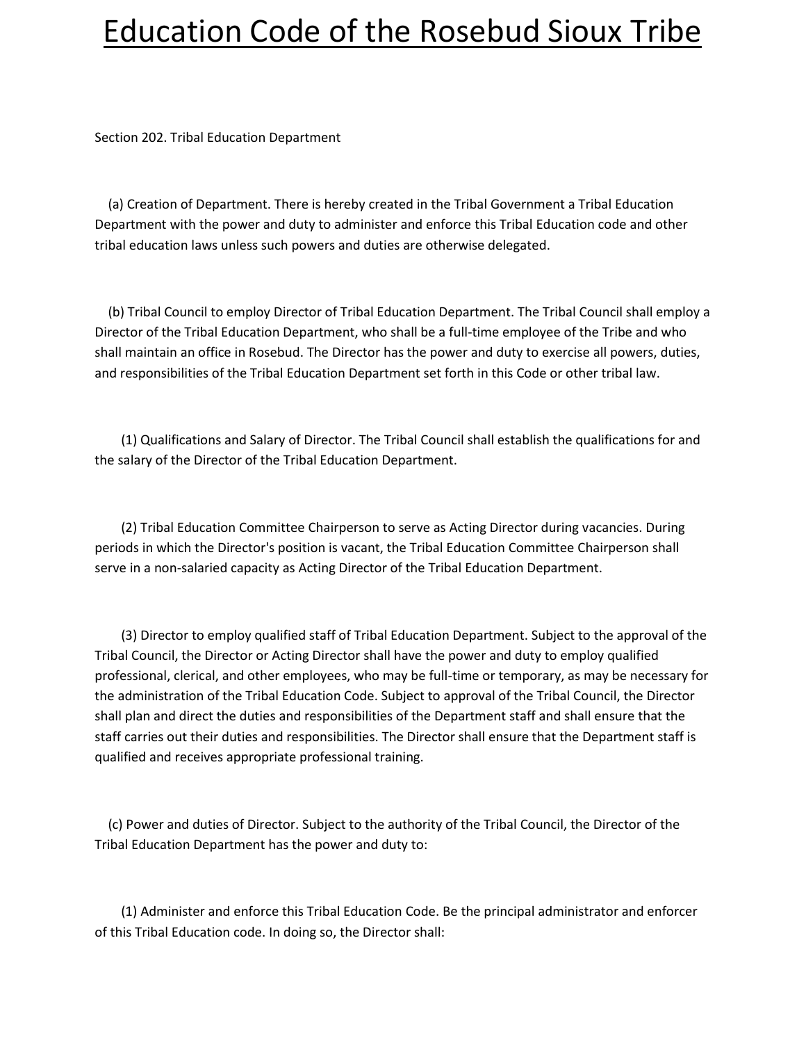# Education Code of the Rosebud Sioux Tribe

Section 202. Tribal Education Department

(a) Creation of Department. There is hereby created in the Tribal Government a Tribal Education Department with the power and duty to administer and enforce this Tribal Education code and other tribal education laws unless such powers and duties are otherwise delegated.

(b) Tribal Council to employ Director of Tribal Education Department. The Tribal Council shall employ a Director of the Tribal Education Department, who shall be a full-time employee of the Tribe and who shall maintain an office in Rosebud. The Director has the power and duty to exercise all powers, duties, and responsibilities of the Tribal Education Department set forth in this Code or other tribal law.

(1) Qualifications and Salary of Director. The Tribal Council shall establish the qualifications for and the salary of the Director of the Tribal Education Department.

(2) Tribal Education Committee Chairperson to serve as Acting Director during vacancies. During periods in which the Director's position is vacant, the Tribal Education Committee Chairperson shall serve in a non-salaried capacity as Acting Director of the Tribal Education Department.

(3) Director to employ qualified staff of Tribal Education Department. Subject to the approval of the Tribal Council, the Director or Acting Director shall have the power and duty to employ qualified professional, clerical, and other employees, who may be full-time or temporary, as may be necessary for the administration of the Tribal Education Code. Subject to approval of the Tribal Council, the Director shall plan and direct the duties and responsibilities of the Department staff and shall ensure that the staff carries out their duties and responsibilities. The Director shall ensure that the Department staff is qualified and receives appropriate professional training.

(c) Power and duties of Director. Subject to the authority of the Tribal Council, the Director of the Tribal Education Department has the power and duty to:

(1) Administer and enforce this Tribal Education Code. Be the principal administrator and enforcer of this Tribal Education code. In doing so, the Director shall: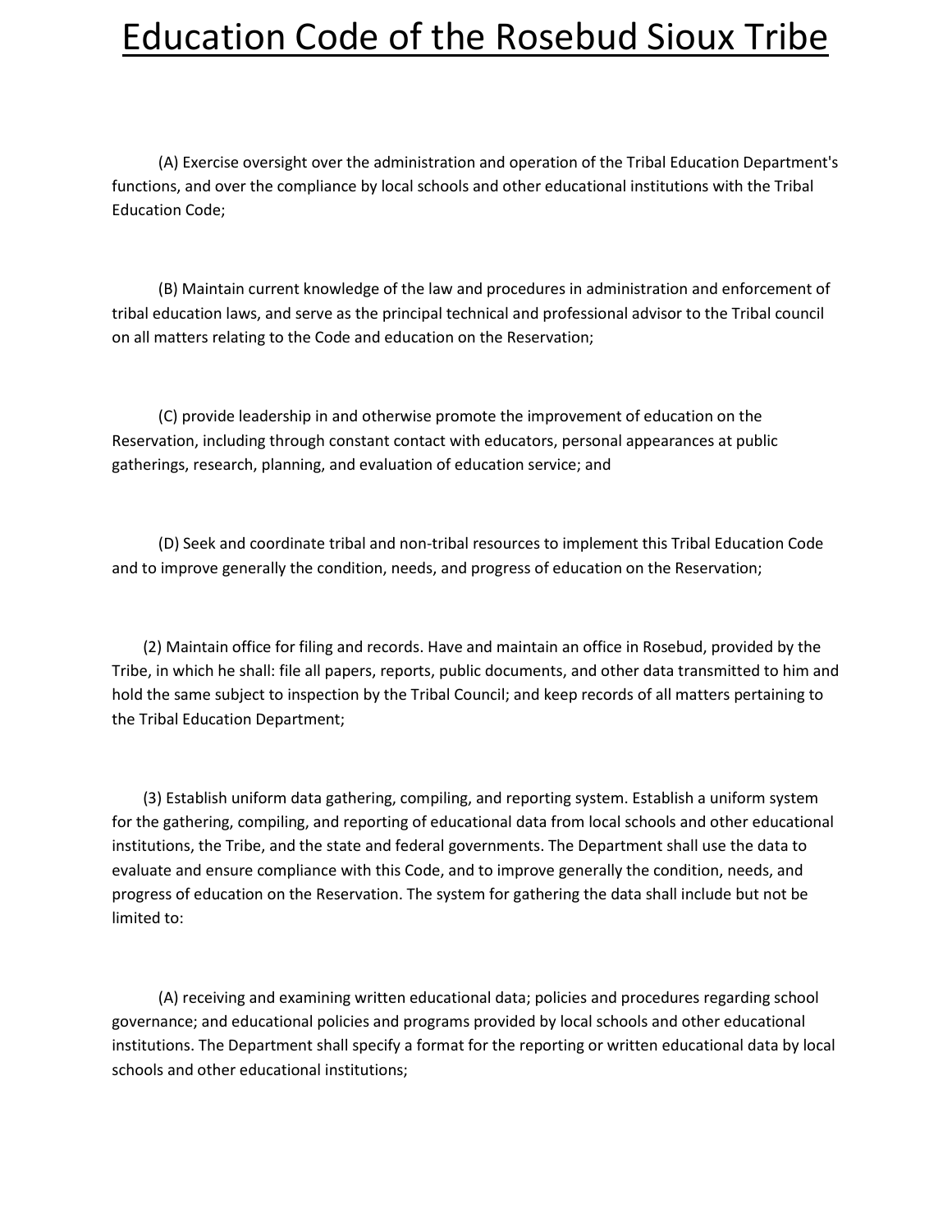(A) Exercise oversight over the administration and operation of the Tribal Education Department's functions, and over the compliance by local schools and other educational institutions with the Tribal Education Code;

(B) Maintain current knowledge of the law and procedures in administration and enforcement of tribal education laws, and serve as the principal technical and professional advisor to the Tribal council on all matters relating to the Code and education on the Reservation;

(C) provide leadership in and otherwise promote the improvement of education on the Reservation, including through constant contact with educators, personal appearances at public gatherings, research, planning, and evaluation of education service; and

(D) Seek and coordinate tribal and non-tribal resources to implement this Tribal Education Code and to improve generally the condition, needs, and progress of education on the Reservation;

(2) Maintain office for filing and records. Have and maintain an office in Rosebud, provided by the Tribe, in which he shall: file all papers, reports, public documents, and other data transmitted to him and hold the same subject to inspection by the Tribal Council; and keep records of all matters pertaining to the Tribal Education Department;

(3) Establish uniform data gathering, compiling, and reporting system. Establish a uniform system for the gathering, compiling, and reporting of educational data from local schools and other educational institutions, the Tribe, and the state and federal governments. The Department shall use the data to evaluate and ensure compliance with this Code, and to improve generally the condition, needs, and progress of education on the Reservation. The system for gathering the data shall include but not be limited to:

(A) receiving and examining written educational data; policies and procedures regarding school governance; and educational policies and programs provided by local schools and other educational institutions. The Department shall specify a format for the reporting or written educational data by local schools and other educational institutions;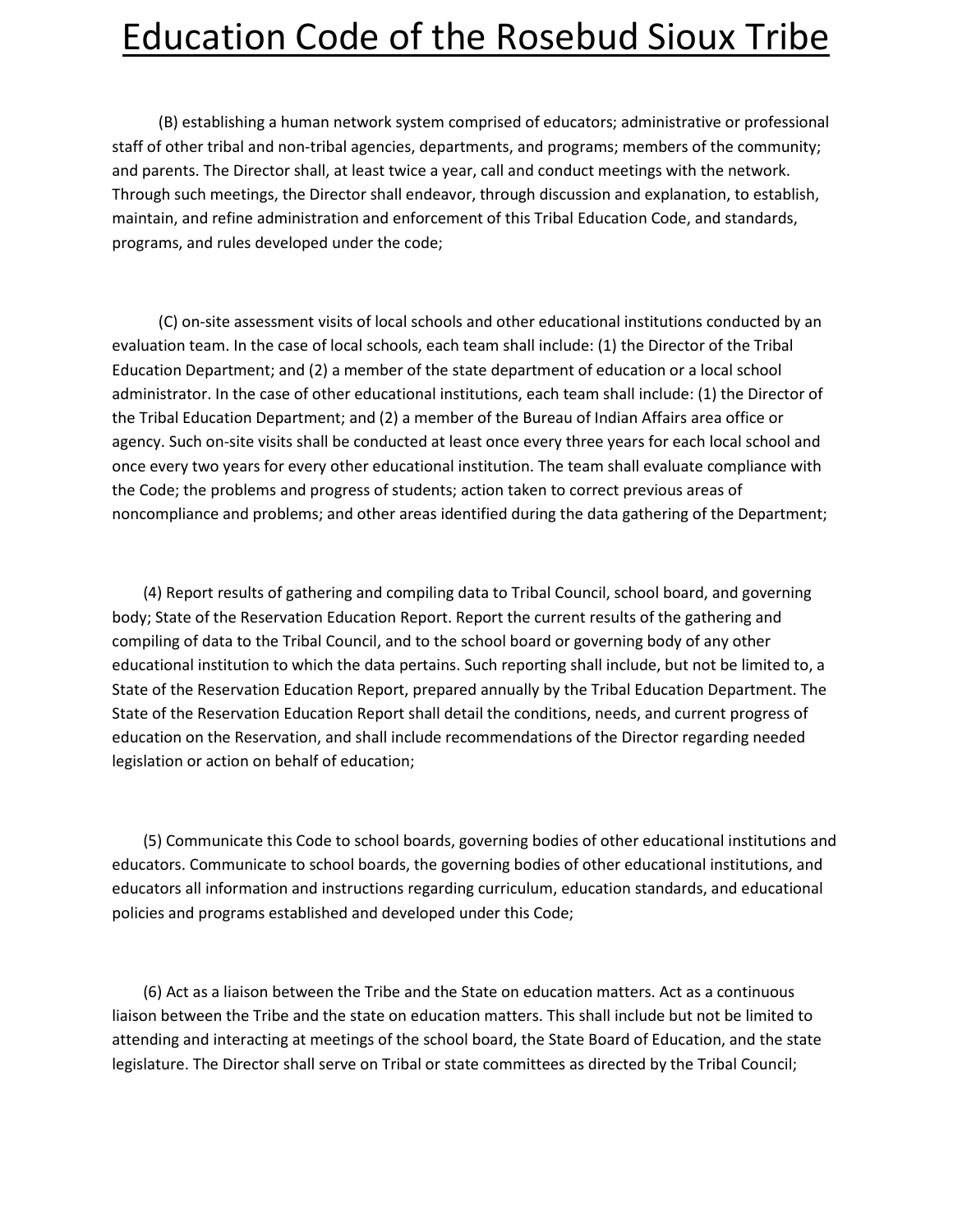(B) establishing a human network system comprised of educators; administrative or professional staff of other tribal and non-tribal agencies, departments, and programs; members of the community; and parents. The Director shall, at least twice a year, call and conduct meetings with the network. Through such meetings, the Director shall endeavor, through discussion and explanation, to establish, maintain, and refine administration and enforcement of this Tribal Education Code, and standards, programs, and rules developed under the code;

(C) on-site assessment visits of local schools and other educational institutions conducted by an evaluation team. In the case of local schools, each team shall include: (1) the Director of the Tribal Education Department; and (2) a member of the state department of education or a local school administrator. In the case of other educational institutions, each team shall include: (1) the Director of the Tribal Education Department; and (2) a member of the Bureau of Indian Affairs area office or agency. Such on-site visits shall be conducted at least once every three years for each local school and once every two years for every other educational institution. The team shall evaluate compliance with the Code; the problems and progress of students; action taken to correct previous areas of noncompliance and problems; and other areas identified during the data gathering of the Department;

(4) Report results of gathering and compiling data to Tribal Council, school board, and governing body; State of the Reservation Education Report. Report the current results of the gathering and compiling of data to the Tribal Council, and to the school board or governing body of any other educational institution to which the data pertains. Such reporting shall include, but not be limited to, a State of the Reservation Education Report, prepared annually by the Tribal Education Department. The State of the Reservation Education Report shall detail the conditions, needs, and current progress of education on the Reservation, and shall include recommendations of the Director regarding needed legislation or action on behalf of education;

(5) Communicate this Code to school boards, governing bodies of other educational institutions and educators. Communicate to school boards, the governing bodies of other educational institutions, and educators all information and instructions regarding curriculum, education standards, and educational policies and programs established and developed under this Code;

(6) Act as a liaison between the Tribe and the State on education matters. Act as a continuous liaison between the Tribe and the state on education matters. This shall include but not be limited to attending and interacting at meetings of the school board, the State Board of Education, and the state legislature. The Director shall serve on Tribal or state committees as directed by the Tribal Council;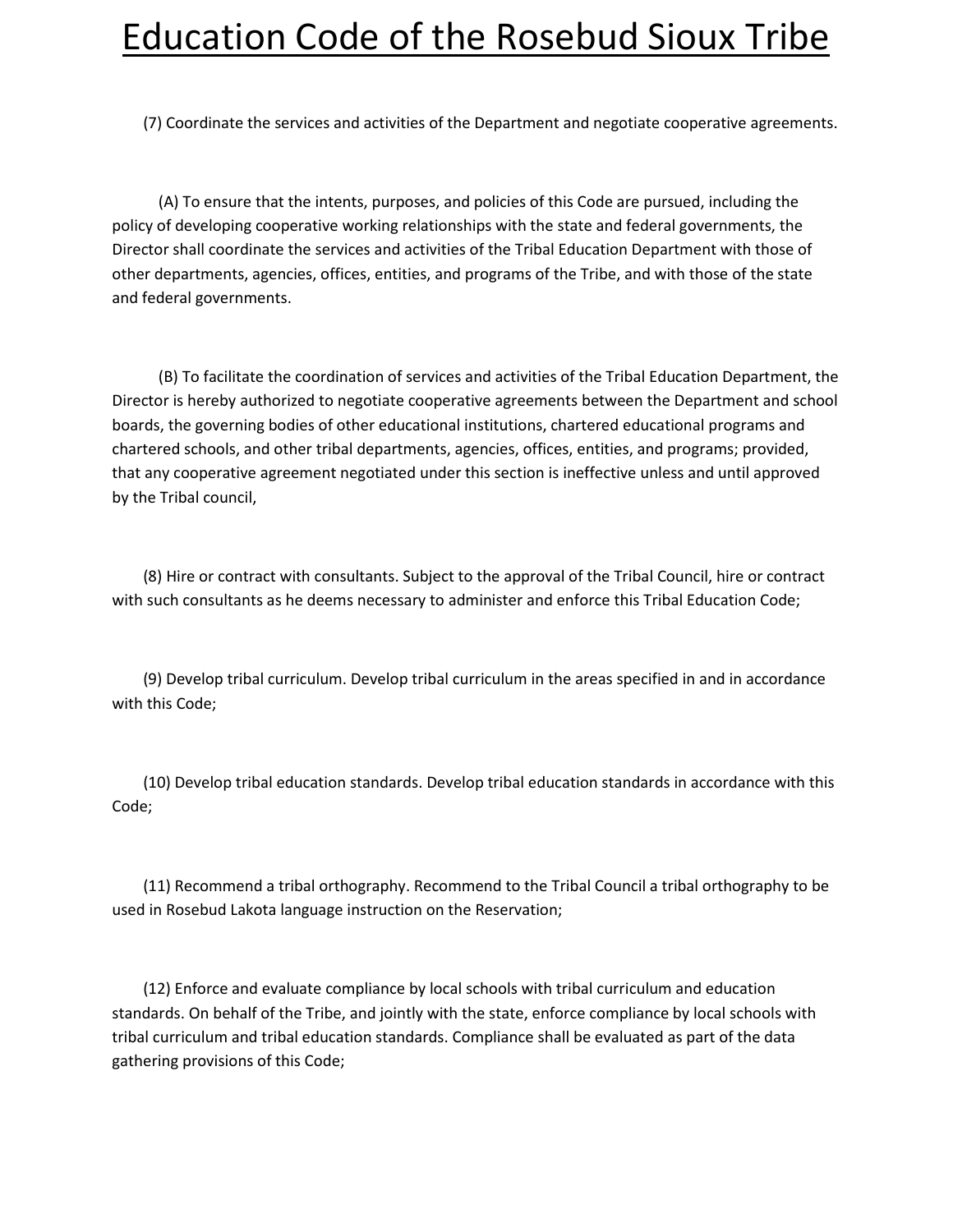(7) Coordinate the services and activities of the Department and negotiate cooperative agreements.

(A) To ensure that the intents, purposes, and policies of this Code are pursued, including the policy of developing cooperative working relationships with the state and federal governments, the Director shall coordinate the services and activities of the Tribal Education Department with those of other departments, agencies, offices, entities, and programs of the Tribe, and with those of the state and federal governments.

(B) To facilitate the coordination of services and activities of the Tribal Education Department, the Director is hereby authorized to negotiate cooperative agreements between the Department and school boards, the governing bodies of other educational institutions, chartered educational programs and chartered schools, and other tribal departments, agencies, offices, entities, and programs; provided, that any cooperative agreement negotiated under this section is ineffective unless and until approved by the Tribal council,

(8) Hire or contract with consultants. Subject to the approval of the Tribal Council, hire or contract with such consultants as he deems necessary to administer and enforce this Tribal Education Code;

(9) Develop tribal curriculum. Develop tribal curriculum in the areas specified in and in accordance with this Code;

(10) Develop tribal education standards. Develop tribal education standards in accordance with this Code;

(11) Recommend a tribal orthography. Recommend to the Tribal Council a tribal orthography to be used in Rosebud Lakota language instruction on the Reservation;

(12) Enforce and evaluate compliance by local schools with tribal curriculum and education standards. On behalf of the Tribe, and jointly with the state, enforce compliance by local schools with tribal curriculum and tribal education standards. Compliance shall be evaluated as part of the data gathering provisions of this Code;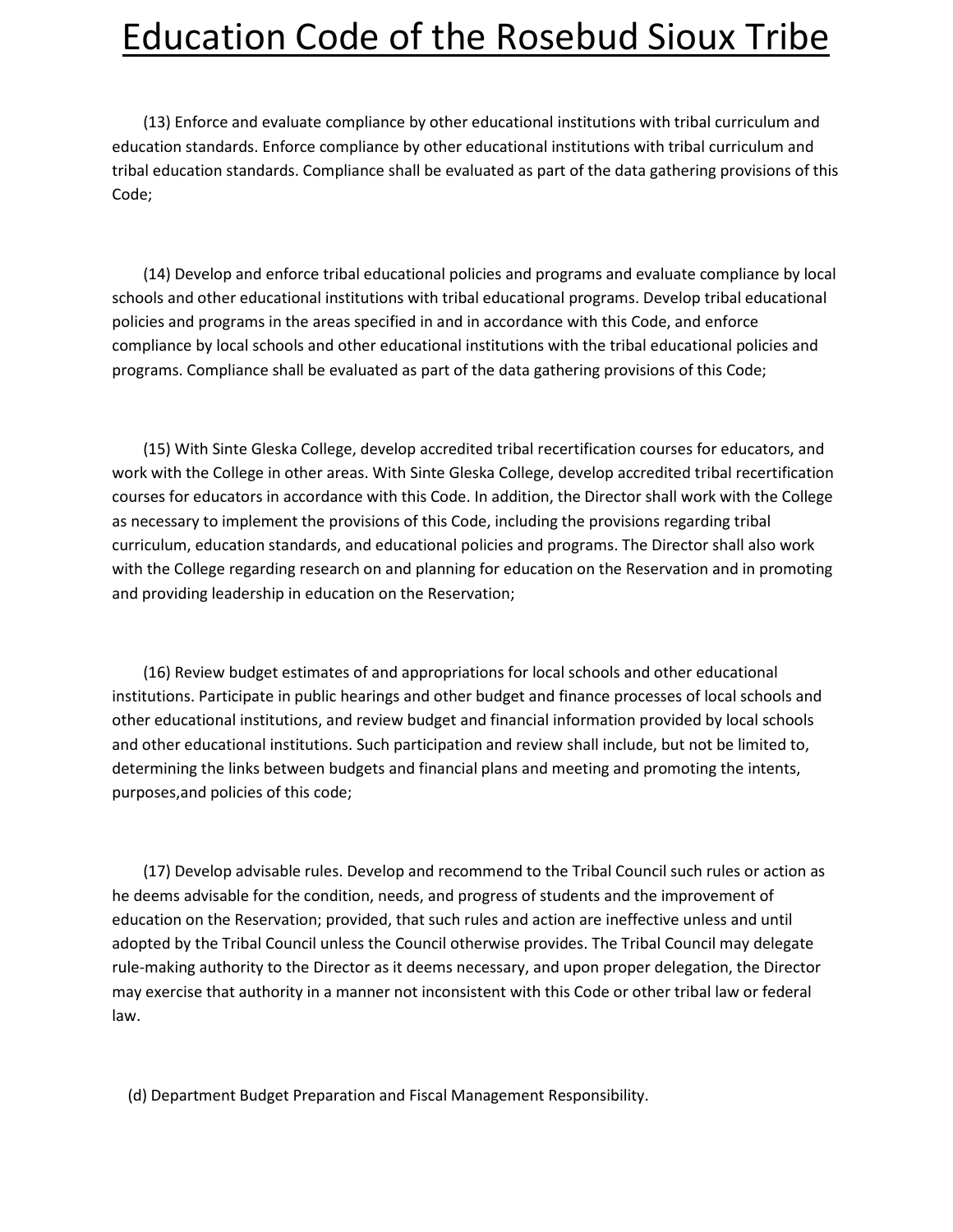(13) Enforce and evaluate compliance by other educational institutions with tribal curriculum and education standards. Enforce compliance by other educational institutions with tribal curriculum and tribal education standards. Compliance shall be evaluated as part of the data gathering provisions of this Code;

(14) Develop and enforce tribal educational policies and programs and evaluate compliance by local schools and other educational institutions with tribal educational programs. Develop tribal educational policies and programs in the areas specified in and in accordance with this Code, and enforce compliance by local schools and other educational institutions with the tribal educational policies and programs. Compliance shall be evaluated as part of the data gathering provisions of this Code;

(15) With Sinte Gleska College, develop accredited tribal recertification courses for educators, and work with the College in other areas. With Sinte Gleska College, develop accredited tribal recertification courses for educators in accordance with this Code. In addition, the Director shall work with the College as necessary to implement the provisions of this Code, including the provisions regarding tribal curriculum, education standards, and educational policies and programs. The Director shall also work with the College regarding research on and planning for education on the Reservation and in promoting and providing leadership in education on the Reservation;

(16) Review budget estimates of and appropriations for local schools and other educational institutions. Participate in public hearings and other budget and finance processes of local schools and other educational institutions, and review budget and financial information provided by local schools and other educational institutions. Such participation and review shall include, but not be limited to, determining the links between budgets and financial plans and meeting and promoting the intents, purposes,and policies of this code;

(17) Develop advisable rules. Develop and recommend to the Tribal Council such rules or action as he deems advisable for the condition, needs, and progress of students and the improvement of education on the Reservation; provided, that such rules and action are ineffective unless and until adopted by the Tribal Council unless the Council otherwise provides. The Tribal Council may delegate rule-making authority to the Director as it deems necessary, and upon proper delegation, the Director may exercise that authority in a manner not inconsistent with this Code or other tribal law or federal law.

(d) Department Budget Preparation and Fiscal Management Responsibility.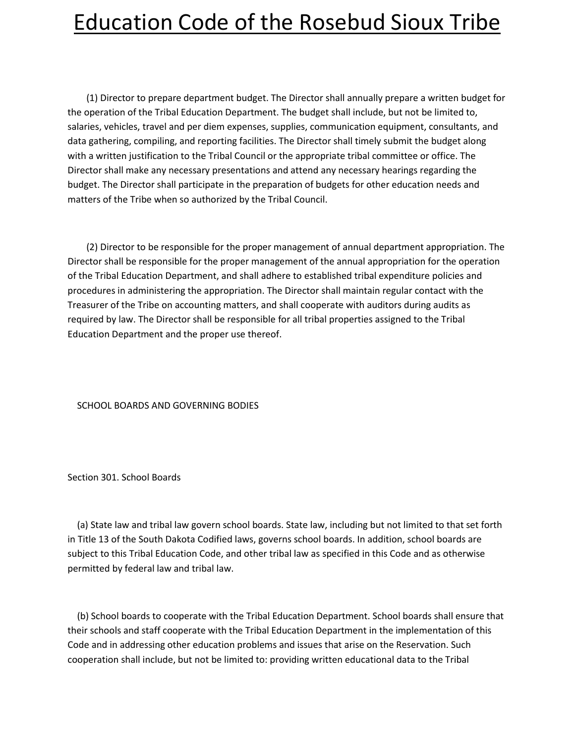(1) Director to prepare department budget. The Director shall annually prepare a written budget for the operation of the Tribal Education Department. The budget shall include, but not be limited to, salaries, vehicles, travel and per diem expenses, supplies, communication equipment, consultants, and data gathering, compiling, and reporting facilities. The Director shall timely submit the budget along with a written justification to the Tribal Council or the appropriate tribal committee or office. The Director shall make any necessary presentations and attend any necessary hearings regarding the budget. The Director shall participate in the preparation of budgets for other education needs and matters of the Tribe when so authorized by the Tribal Council.

(2) Director to be responsible for the proper management of annual department appropriation. The Director shall be responsible for the proper management of the annual appropriation for the operation of the Tribal Education Department, and shall adhere to established tribal expenditure policies and procedures in administering the appropriation. The Director shall maintain regular contact with the Treasurer of the Tribe on accounting matters, and shall cooperate with auditors during audits as required by law. The Director shall be responsible for all tribal properties assigned to the Tribal Education Department and the proper use thereof.

## SCHOOL BOARDS AND GOVERNING BODIES

### Section 301. School Boards

(a) State law and tribal law govern school boards. State law, including but not limited to that set forth in Title 13 of the South Dakota Codified laws, governs school boards. In addition, school boards are subject to this Tribal Education Code, and other tribal law as specified in this Code and as otherwise permitted by federal law and tribal law.

(b) School boards to cooperate with the Tribal Education Department. School boards shall ensure that their schools and staff cooperate with the Tribal Education Department in the implementation of this Code and in addressing other education problems and issues that arise on the Reservation. Such cooperation shall include, but not be limited to: providing written educational data to the Tribal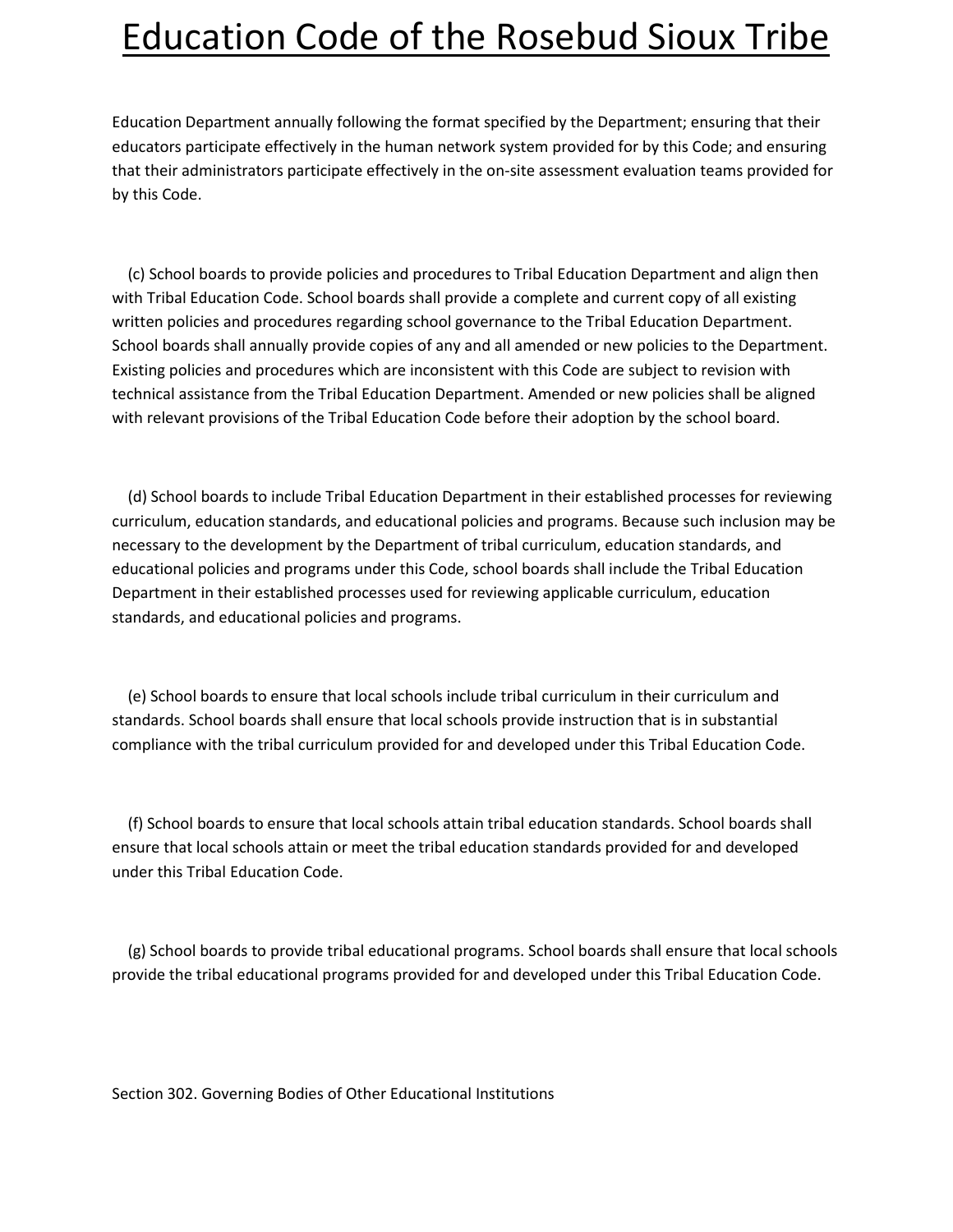Education Department annually following the format specified by the Department; ensuring that their educators participate effectively in the human network system provided for by this Code; and ensuring that their administrators participate effectively in the on-site assessment evaluation teams provided for by this Code.

(c) School boards to provide policies and procedures to Tribal Education Department and align then with Tribal Education Code. School boards shall provide a complete and current copy of all existing written policies and procedures regarding school governance to the Tribal Education Department. School boards shall annually provide copies of any and all amended or new policies to the Department. Existing policies and procedures which are inconsistent with this Code are subject to revision with technical assistance from the Tribal Education Department. Amended or new policies shall be aligned with relevant provisions of the Tribal Education Code before their adoption by the school board.

(d) School boards to include Tribal Education Department in their established processes for reviewing curriculum, education standards, and educational policies and programs. Because such inclusion may be necessary to the development by the Department of tribal curriculum, education standards, and educational policies and programs under this Code, school boards shall include the Tribal Education Department in their established processes used for reviewing applicable curriculum, education standards, and educational policies and programs.

(e) School boards to ensure that local schools include tribal curriculum in their curriculum and standards. School boards shall ensure that local schools provide instruction that is in substantial compliance with the tribal curriculum provided for and developed under this Tribal Education Code.

(f) School boards to ensure that local schools attain tribal education standards. School boards shall ensure that local schools attain or meet the tribal education standards provided for and developed under this Tribal Education Code.

(g) School boards to provide tribal educational programs. School boards shall ensure that local schools provide the tribal educational programs provided for and developed under this Tribal Education Code.

Section 302. Governing Bodies of Other Educational Institutions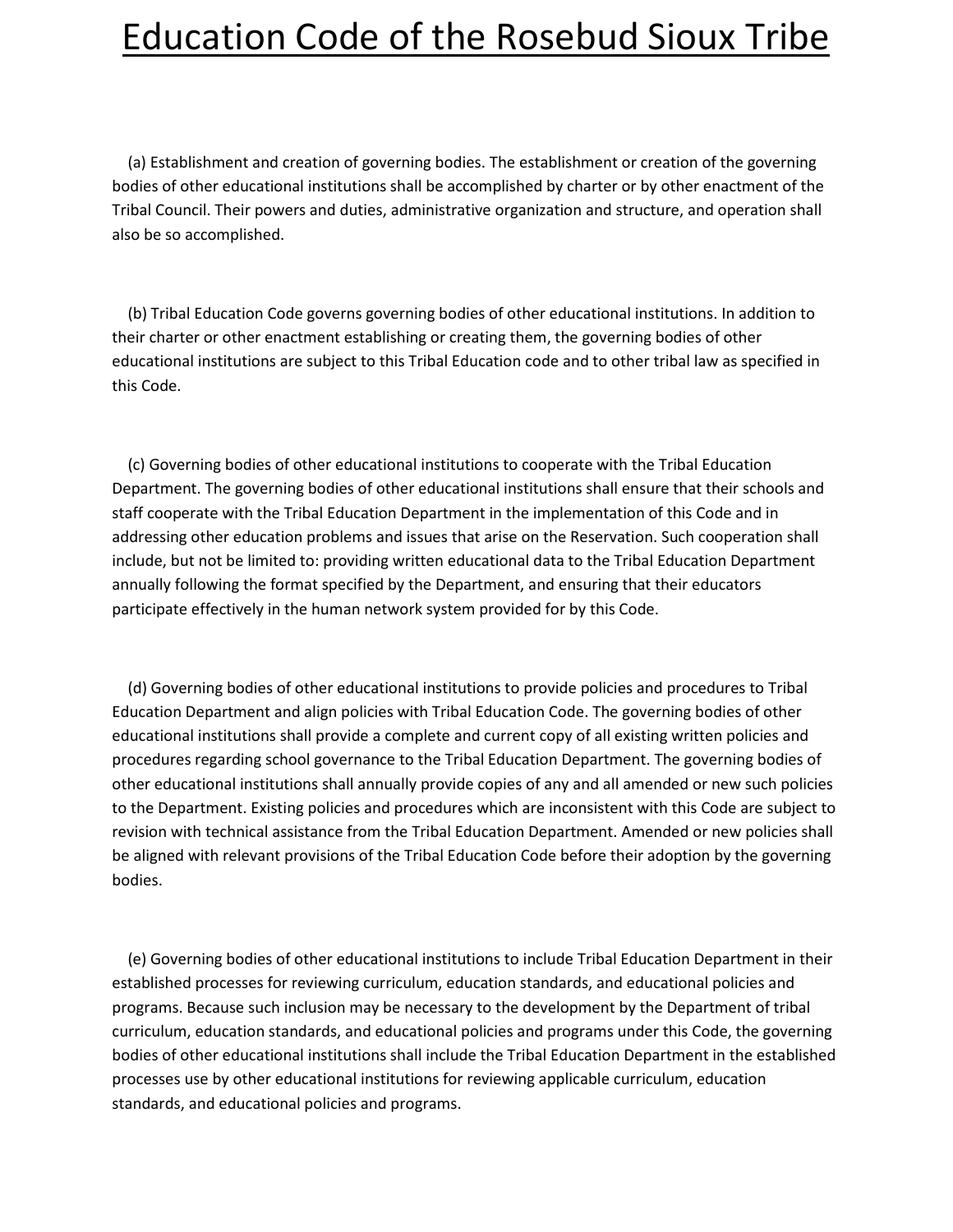(a) Establishment and creation of governing bodies. The establishment or creation of the governing bodies of other educational institutions shall be accomplished by charter or by other enactment of the Tribal Council. Their powers and duties, administrative organization and structure, and operation shall also be so accomplished.

(b) Tribal Education Code governs governing bodies of other educational institutions. In addition to their charter or other enactment establishing or creating them, the governing bodies of other educational institutions are subject to this Tribal Education code and to other tribal law as specified in this Code.

(c) Governing bodies of other educational institutions to cooperate with the Tribal Education Department. The governing bodies of other educational institutions shall ensure that their schools and staff cooperate with the Tribal Education Department in the implementation of this Code and in addressing other education problems and issues that arise on the Reservation. Such cooperation shall include, but not be limited to: providing written educational data to the Tribal Education Department annually following the format specified by the Department, and ensuring that their educators participate effectively in the human network system provided for by this Code.

(d) Governing bodies of other educational institutions to provide policies and procedures to Tribal Education Department and align policies with Tribal Education Code. The governing bodies of other educational institutions shall provide a complete and current copy of all existing written policies and procedures regarding school governance to the Tribal Education Department. The governing bodies of other educational institutions shall annually provide copies of any and all amended or new such policies to the Department. Existing policies and procedures which are inconsistent with this Code are subject to revision with technical assistance from the Tribal Education Department. Amended or new policies shall be aligned with relevant provisions of the Tribal Education Code before their adoption by the governing bodies.

(e) Governing bodies of other educational institutions to include Tribal Education Department in their established processes for reviewing curriculum, education standards, and educational policies and programs. Because such inclusion may be necessary to the development by the Department of tribal curriculum, education standards, and educational policies and programs under this Code, the governing bodies of other educational institutions shall include the Tribal Education Department in the established processes use by other educational institutions for reviewing applicable curriculum, education standards, and educational policies and programs.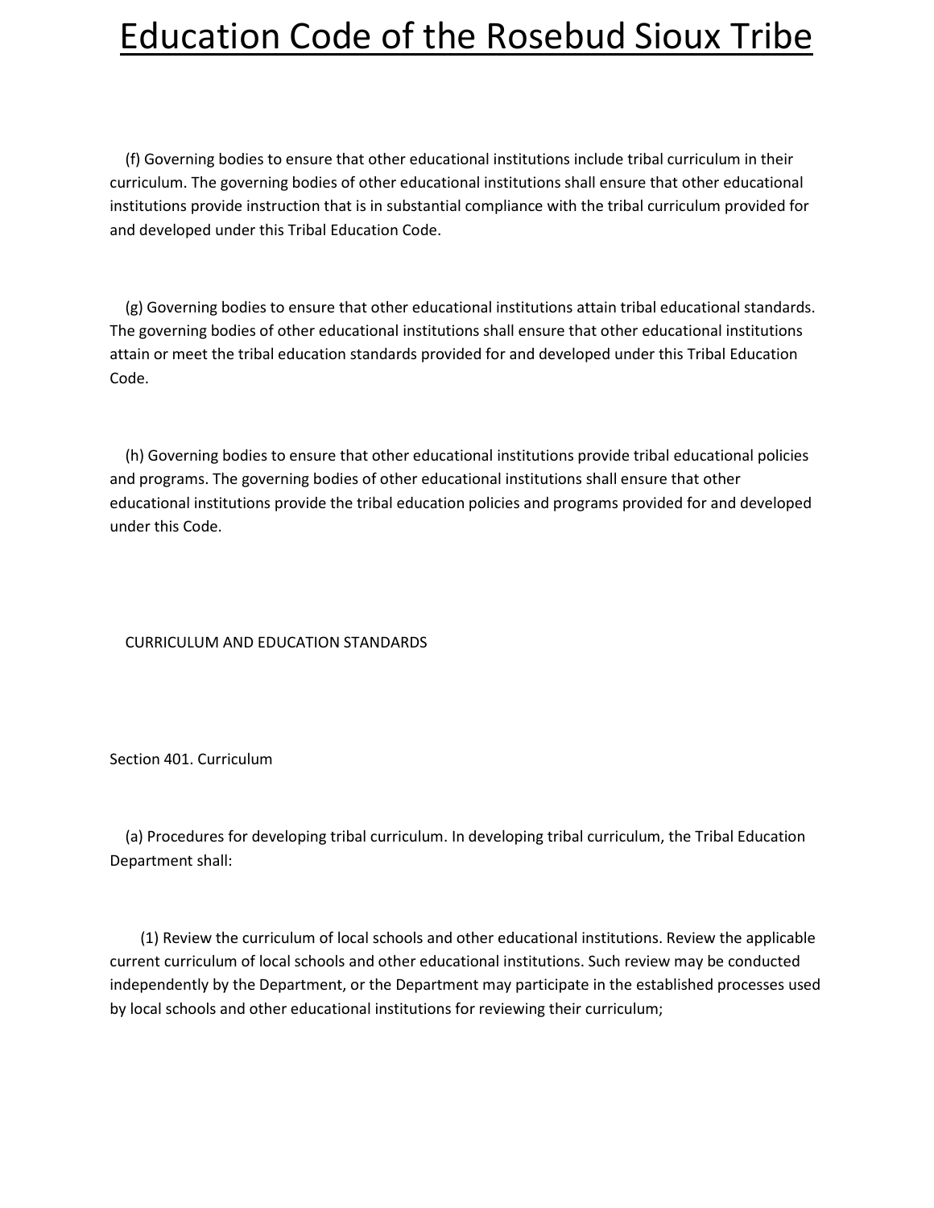(f) Governing bodies to ensure that other educational institutions include tribal curriculum in their curriculum. The governing bodies of other educational institutions shall ensure that other educational institutions provide instruction that is in substantial compliance with the tribal curriculum provided for and developed under this Tribal Education Code.

(g) Governing bodies to ensure that other educational institutions attain tribal educational standards. The governing bodies of other educational institutions shall ensure that other educational institutions attain or meet the tribal education standards provided for and developed under this Tribal Education Code.

(h) Governing bodies to ensure that other educational institutions provide tribal educational policies and programs. The governing bodies of other educational institutions shall ensure that other educational institutions provide the tribal education policies and programs provided for and developed under this Code.

## CURRICULUM AND EDUCATION STANDARDS

### Section 401. Curriculum

(a) Procedures for developing tribal curriculum. In developing tribal curriculum, the Tribal Education Department shall:

(1) Review the curriculum of local schools and other educational institutions. Review the applicable current curriculum of local schools and other educational institutions. Such review may be conducted independently by the Department, or the Department may participate in the established processes used by local schools and other educational institutions for reviewing their curriculum;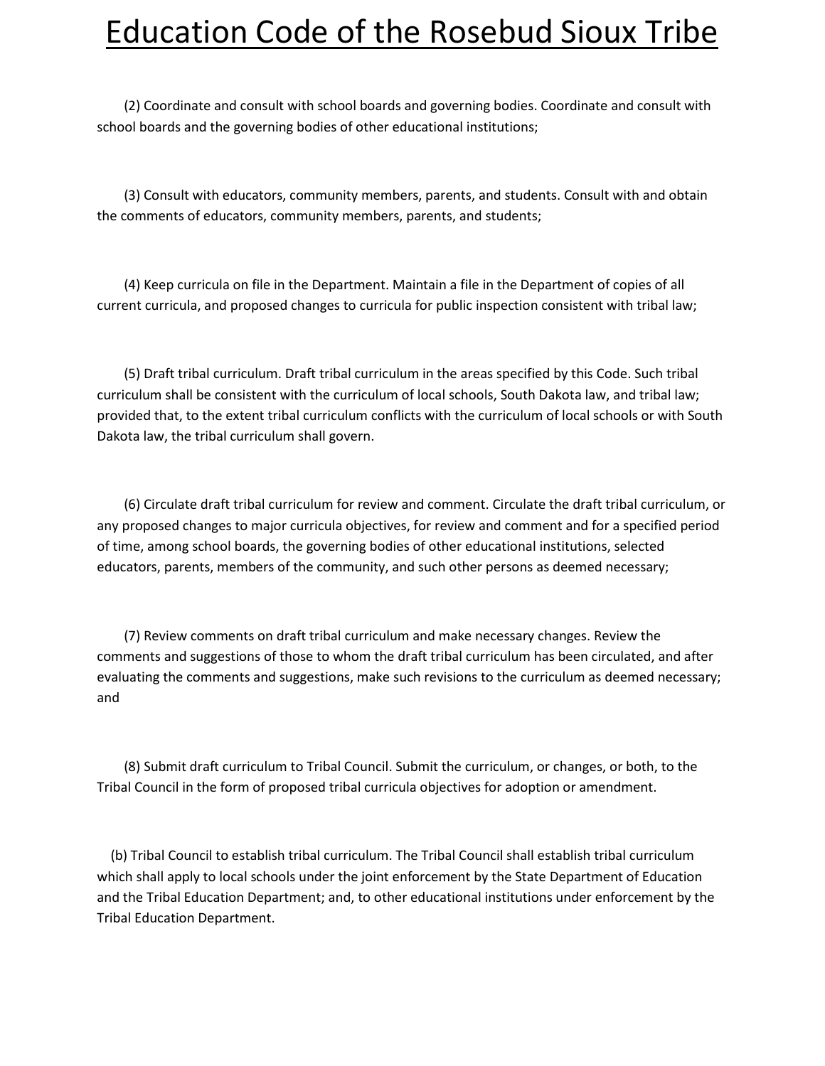(2) Coordinate and consult with school boards and governing bodies. Coordinate and consult with school boards and the governing bodies of other educational institutions;

(3) Consult with educators, community members, parents, and students. Consult with and obtain the comments of educators, community members, parents, and students;

(4) Keep curricula on file in the Department. Maintain a file in the Department of copies of all current curricula, and proposed changes to curricula for public inspection consistent with tribal law;

(5) Draft tribal curriculum. Draft tribal curriculum in the areas specified by this Code. Such tribal curriculum shall be consistent with the curriculum of local schools, South Dakota law, and tribal law; provided that, to the extent tribal curriculum conflicts with the curriculum of local schools or with South Dakota law, the tribal curriculum shall govern.

(6) Circulate draft tribal curriculum for review and comment. Circulate the draft tribal curriculum, or any proposed changes to major curricula objectives, for review and comment and for a specified period of time, among school boards, the governing bodies of other educational institutions, selected educators, parents, members of the community, and such other persons as deemed necessary;

(7) Review comments on draft tribal curriculum and make necessary changes. Review the comments and suggestions of those to whom the draft tribal curriculum has been circulated, and after evaluating the comments and suggestions, make such revisions to the curriculum as deemed necessary; and

(8) Submit draft curriculum to Tribal Council. Submit the curriculum, or changes, or both, to the Tribal Council in the form of proposed tribal curricula objectives for adoption or amendment.

(b) Tribal Council to establish tribal curriculum. The Tribal Council shall establish tribal curriculum which shall apply to local schools under the joint enforcement by the State Department of Education and the Tribal Education Department; and, to other educational institutions under enforcement by the Tribal Education Department.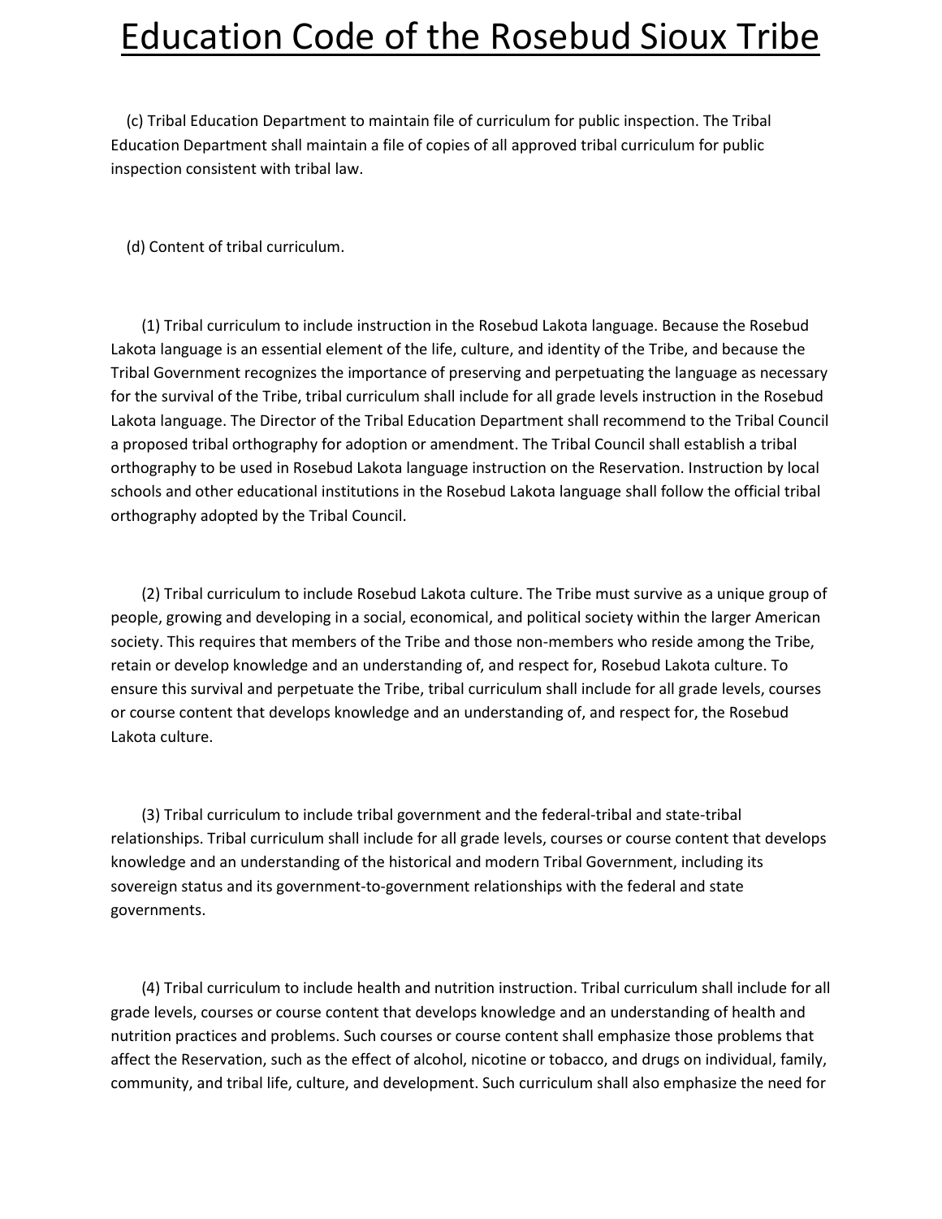(c) Tribal Education Department to maintain file of curriculum for public inspection. The Tribal Education Department shall maintain a file of copies of all approved tribal curriculum for public inspection consistent with tribal law.

(d) Content of tribal curriculum.

(1) Tribal curriculum to include instruction in the Rosebud Lakota language. Because the Rosebud Lakota language is an essential element of the life, culture, and identity of the Tribe, and because the Tribal Government recognizes the importance of preserving and perpetuating the language as necessary for the survival of the Tribe, tribal curriculum shall include for all grade levels instruction in the Rosebud Lakota language. The Director of the Tribal Education Department shall recommend to the Tribal Council a proposed tribal orthography for adoption or amendment. The Tribal Council shall establish a tribal orthography to be used in Rosebud Lakota language instruction on the Reservation. Instruction by local schools and other educational institutions in the Rosebud Lakota language shall follow the official tribal orthography adopted by the Tribal Council.

(2) Tribal curriculum to include Rosebud Lakota culture. The Tribe must survive as a unique group of people, growing and developing in a social, economical, and political society within the larger American society. This requires that members of the Tribe and those non-members who reside among the Tribe, retain or develop knowledge and an understanding of, and respect for, Rosebud Lakota culture. To ensure this survival and perpetuate the Tribe, tribal curriculum shall include for all grade levels, courses or course content that develops knowledge and an understanding of, and respect for, the Rosebud Lakota culture.

(3) Tribal curriculum to include tribal government and the federal-tribal and state-tribal relationships. Tribal curriculum shall include for all grade levels, courses or course content that develops knowledge and an understanding of the historical and modern Tribal Government, including its sovereign status and its government-to-government relationships with the federal and state governments.

(4) Tribal curriculum to include health and nutrition instruction. Tribal curriculum shall include for all grade levels, courses or course content that develops knowledge and an understanding of health and nutrition practices and problems. Such courses or course content shall emphasize those problems that affect the Reservation, such as the effect of alcohol, nicotine or tobacco, and drugs on individual, family, community, and tribal life, culture, and development. Such curriculum shall also emphasize the need for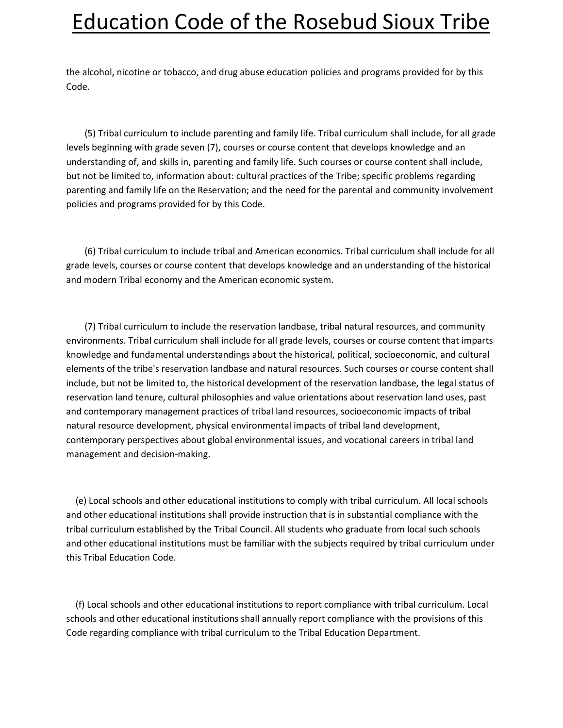the alcohol, nicotine or tobacco, and drug abuse education policies and programs provided for by this Code.

(5) Tribal curriculum to include parenting and family life. Tribal curriculum shall include, for all grade levels beginning with grade seven (7), courses or course content that develops knowledge and an understanding of, and skills in, parenting and family life. Such courses or course content shall include, but not be limited to, information about: cultural practices of the Tribe; specific problems regarding parenting and family life on the Reservation; and the need for the parental and community involvement policies and programs provided for by this Code.

(6) Tribal curriculum to include tribal and American economics. Tribal curriculum shall include for all grade levels, courses or course content that develops knowledge and an understanding of the historical and modern Tribal economy and the American economic system.

(7) Tribal curriculum to include the reservation landbase, tribal natural resources, and community environments. Tribal curriculum shall include for all grade levels, courses or course content that imparts knowledge and fundamental understandings about the historical, political, socioeconomic, and cultural elements of the tribe's reservation landbase and natural resources. Such courses or course content shall include, but not be limited to, the historical development of the reservation landbase, the legal status of reservation land tenure, cultural philosophies and value orientations about reservation land uses, past and contemporary management practices of tribal land resources, socioeconomic impacts of tribal natural resource development, physical environmental impacts of tribal land development, contemporary perspectives about global environmental issues, and vocational careers in tribal land management and decision-making.

(e) Local schools and other educational institutions to comply with tribal curriculum. All local schools and other educational institutions shall provide instruction that is in substantial compliance with the tribal curriculum established by the Tribal Council. All students who graduate from local such schools and other educational institutions must be familiar with the subjects required by tribal curriculum under this Tribal Education Code.

(f) Local schools and other educational institutions to report compliance with tribal curriculum. Local schools and other educational institutions shall annually report compliance with the provisions of this Code regarding compliance with tribal curriculum to the Tribal Education Department.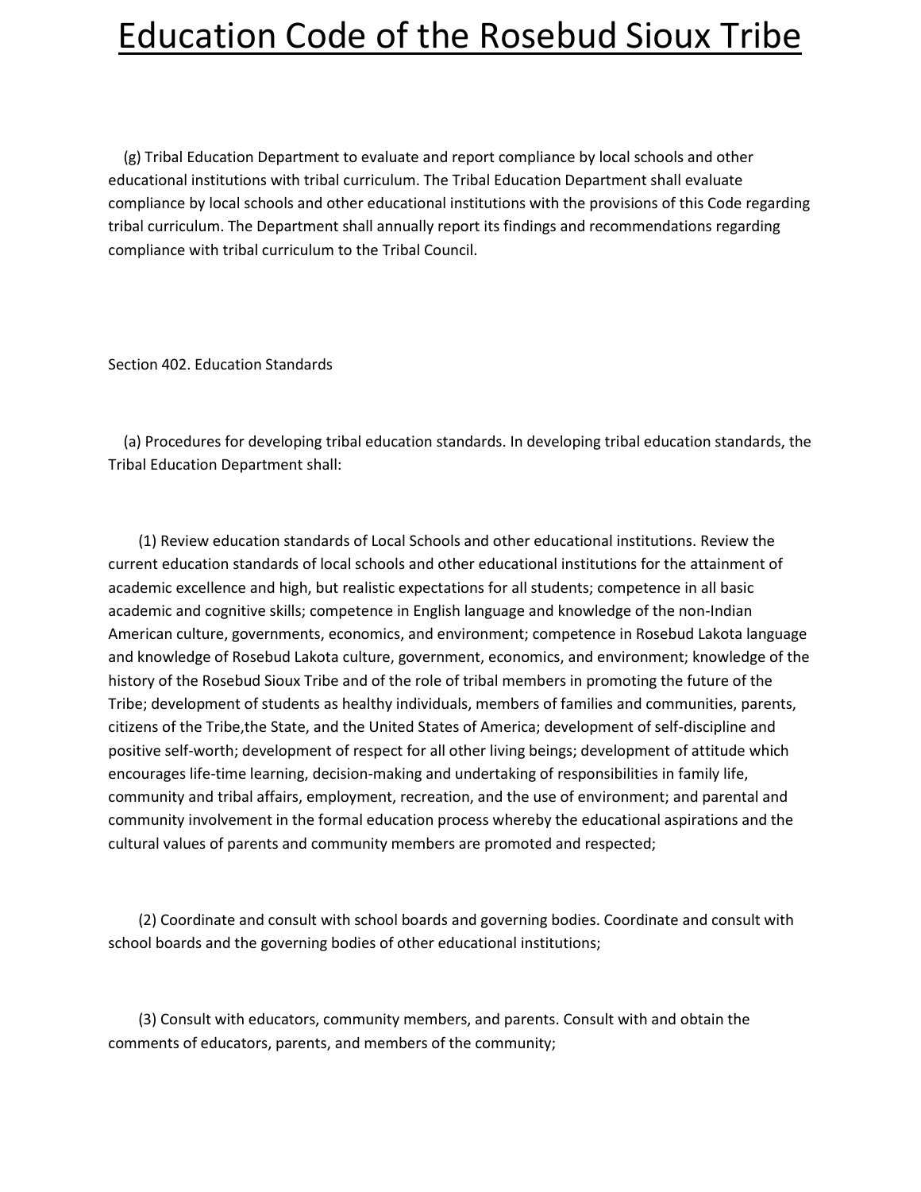(g) Tribal Education Department to evaluate and report compliance by local schools and other educational institutions with tribal curriculum. The Tribal Education Department shall evaluate compliance by local schools and other educational institutions with the provisions of this Code regarding tribal curriculum. The Department shall annually report its findings and recommendations regarding compliance with tribal curriculum to the Tribal Council.

Section 402. Education Standards

(a) Procedures for developing tribal education standards. In developing tribal education standards, the Tribal Education Department shall:

(1) Review education standards of Local Schools and other educational institutions. Review the current education standards of local schools and other educational institutions for the attainment of academic excellence and high, but realistic expectations for all students; competence in all basic academic and cognitive skills; competence in English language and knowledge of the non-Indian American culture, governments, economics, and environment; competence in Rosebud Lakota language and knowledge of Rosebud Lakota culture, government, economics, and environment; knowledge of the history of the Rosebud Sioux Tribe and of the role of tribal members in promoting the future of the Tribe; development of students as healthy individuals, members of families and communities, parents, citizens of the Tribe,the State, and the United States of America; development of self-discipline and positive self-worth; development of respect for all other living beings; development of attitude which encourages life-time learning, decision-making and undertaking of responsibilities in family life, community and tribal affairs, employment, recreation, and the use of environment; and parental and community involvement in the formal education process whereby the educational aspirations and the cultural values of parents and community members are promoted and respected;

(2) Coordinate and consult with school boards and governing bodies. Coordinate and consult with school boards and the governing bodies of other educational institutions;

(3) Consult with educators, community members, and parents. Consult with and obtain the comments of educators, parents, and members of the community;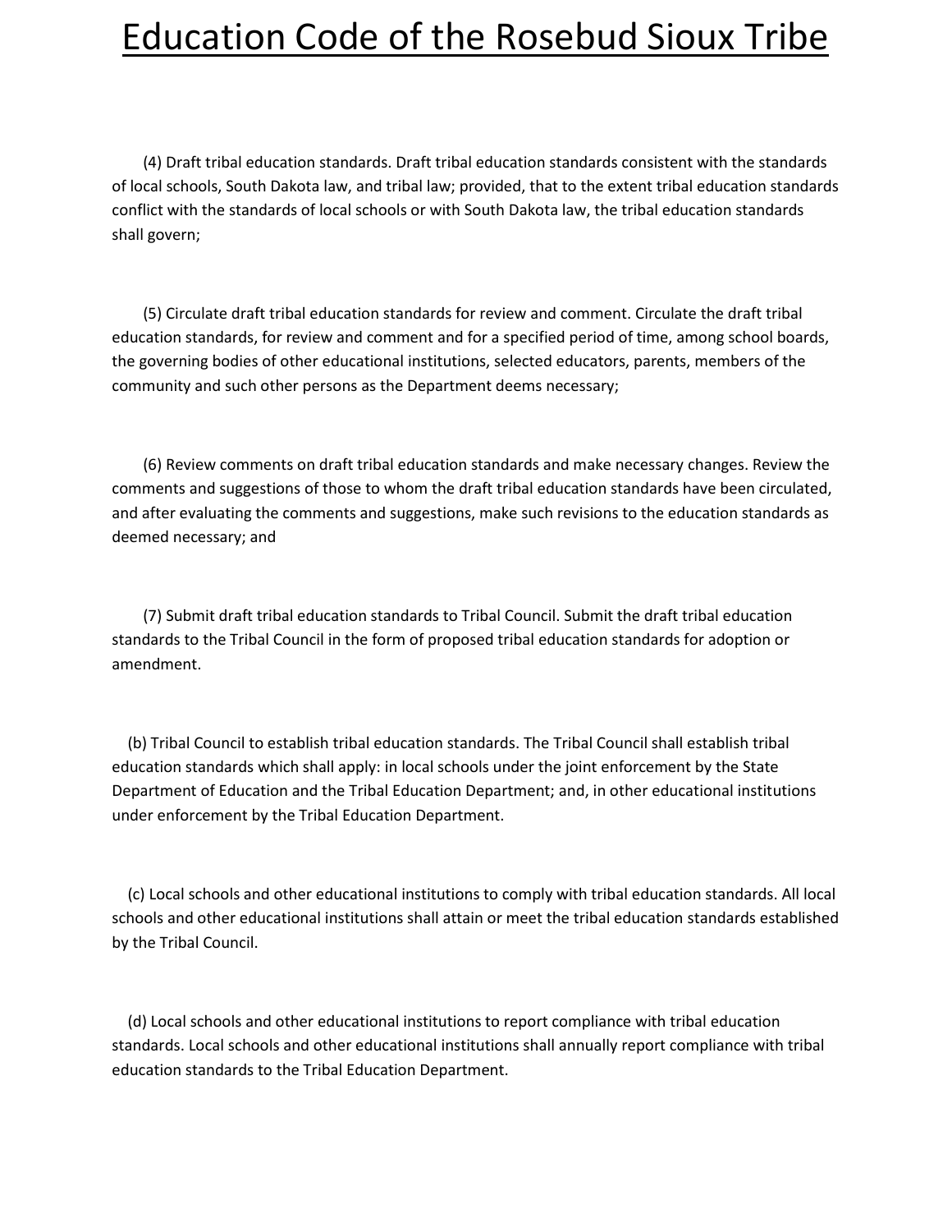(4) Draft tribal education standards. Draft tribal education standards consistent with the standards of local schools, South Dakota law, and tribal law; provided, that to the extent tribal education standards conflict with the standards of local schools or with South Dakota law, the tribal education standards shall govern;

(5) Circulate draft tribal education standards for review and comment. Circulate the draft tribal education standards, for review and comment and for a specified period of time, among school boards, the governing bodies of other educational institutions, selected educators, parents, members of the community and such other persons as the Department deems necessary;

(6) Review comments on draft tribal education standards and make necessary changes. Review the comments and suggestions of those to whom the draft tribal education standards have been circulated, and after evaluating the comments and suggestions, make such revisions to the education standards as deemed necessary; and

(7) Submit draft tribal education standards to Tribal Council. Submit the draft tribal education standards to the Tribal Council in the form of proposed tribal education standards for adoption or amendment.

(b) Tribal Council to establish tribal education standards. The Tribal Council shall establish tribal education standards which shall apply: in local schools under the joint enforcement by the State Department of Education and the Tribal Education Department; and, in other educational institutions under enforcement by the Tribal Education Department.

(c) Local schools and other educational institutions to comply with tribal education standards. All local schools and other educational institutions shall attain or meet the tribal education standards established by the Tribal Council.

(d) Local schools and other educational institutions to report compliance with tribal education standards. Local schools and other educational institutions shall annually report compliance with tribal education standards to the Tribal Education Department.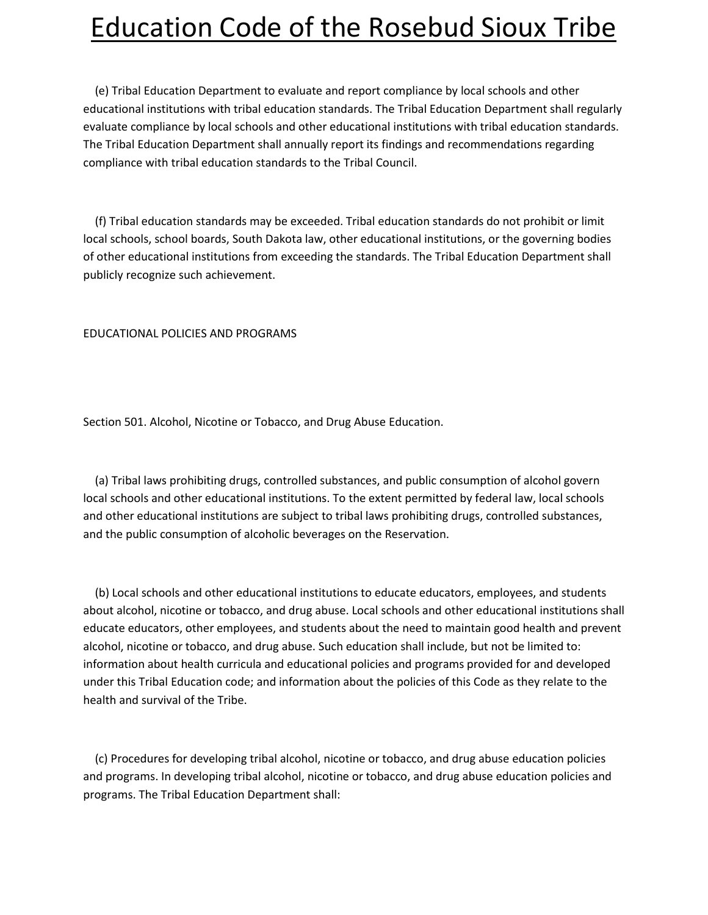(e) Tribal Education Department to evaluate and report compliance by local schools and other educational institutions with tribal education standards. The Tribal Education Department shall regularly evaluate compliance by local schools and other educational institutions with tribal education standards. The Tribal Education Department shall annually report its findings and recommendations regarding compliance with tribal education standards to the Tribal Council.

(f) Tribal education standards may be exceeded. Tribal education standards do not prohibit or limit local schools, school boards, South Dakota law, other educational institutions, or the governing bodies of other educational institutions from exceeding the standards. The Tribal Education Department shall publicly recognize such achievement.

## EDUCATIONAL POLICIES AND PROGRAMS

### Section 501. Alcohol, Nicotine or Tobacco, and Drug Abuse Education.

(a) Tribal laws prohibiting drugs, controlled substances, and public consumption of alcohol govern local schools and other educational institutions. To the extent permitted by federal law, local schools and other educational institutions are subject to tribal laws prohibiting drugs, controlled substances, and the public consumption of alcoholic beverages on the Reservation.

(b) Local schools and other educational institutions to educate educators, employees, and students about alcohol, nicotine or tobacco, and drug abuse. Local schools and other educational institutions shall educate educators, other employees, and students about the need to maintain good health and prevent alcohol, nicotine or tobacco, and drug abuse. Such education shall include, but not be limited to: information about health curricula and educational policies and programs provided for and developed under this Tribal Education code; and information about the policies of this Code as they relate to the health and survival of the Tribe.

(c) Procedures for developing tribal alcohol, nicotine or tobacco, and drug abuse education policies and programs. In developing tribal alcohol, nicotine or tobacco, and drug abuse education policies and programs. The Tribal Education Department shall: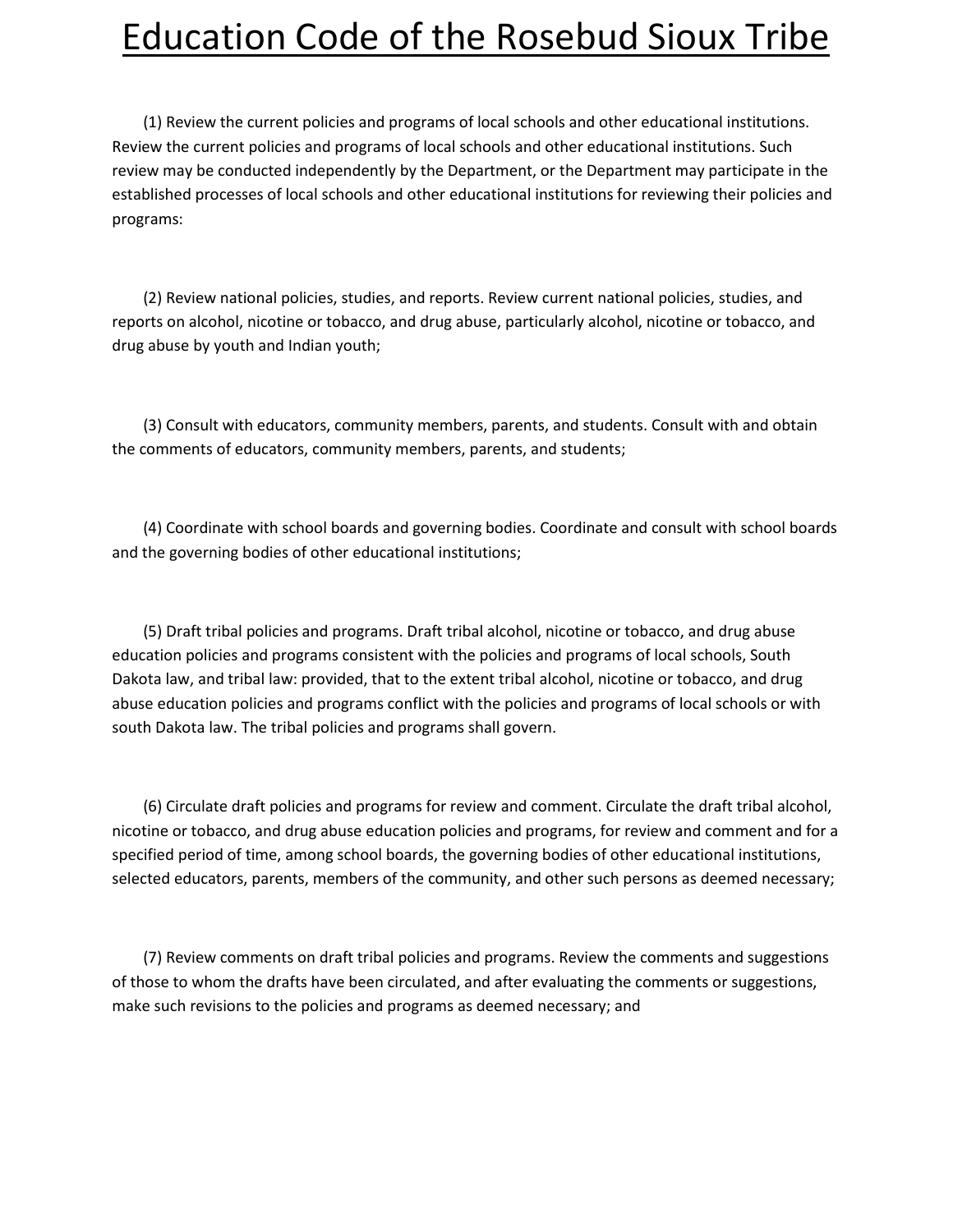(1) Review the current policies and programs of local schools and other educational institutions. Review the current policies and programs of local schools and other educational institutions. Such review may be conducted independently by the Department, or the Department may participate in the established processes of local schools and other educational institutions for reviewing their policies and programs:

(2) Review national policies, studies, and reports. Review current national policies, studies, and reports on alcohol, nicotine or tobacco, and drug abuse, particularly alcohol, nicotine or tobacco, and drug abuse by youth and Indian youth;

(3) Consult with educators, community members, parents, and students. Consult with and obtain the comments of educators, community members, parents, and students;

(4) Coordinate with school boards and governing bodies. Coordinate and consult with school boards and the governing bodies of other educational institutions;

(5) Draft tribal policies and programs. Draft tribal alcohol, nicotine or tobacco, and drug abuse education policies and programs consistent with the policies and programs of local schools, South Dakota law, and tribal law: provided, that to the extent tribal alcohol, nicotine or tobacco, and drug abuse education policies and programs conflict with the policies and programs of local schools or with south Dakota law. The tribal policies and programs shall govern.

(6) Circulate draft policies and programs for review and comment. Circulate the draft tribal alcohol, nicotine or tobacco, and drug abuse education policies and programs, for review and comment and for a specified period of time, among school boards, the governing bodies of other educational institutions, selected educators, parents, members of the community, and other such persons as deemed necessary;

(7) Review comments on draft tribal policies and programs. Review the comments and suggestions of those to whom the drafts have been circulated, and after evaluating the comments or suggestions, make such revisions to the policies and programs as deemed necessary; and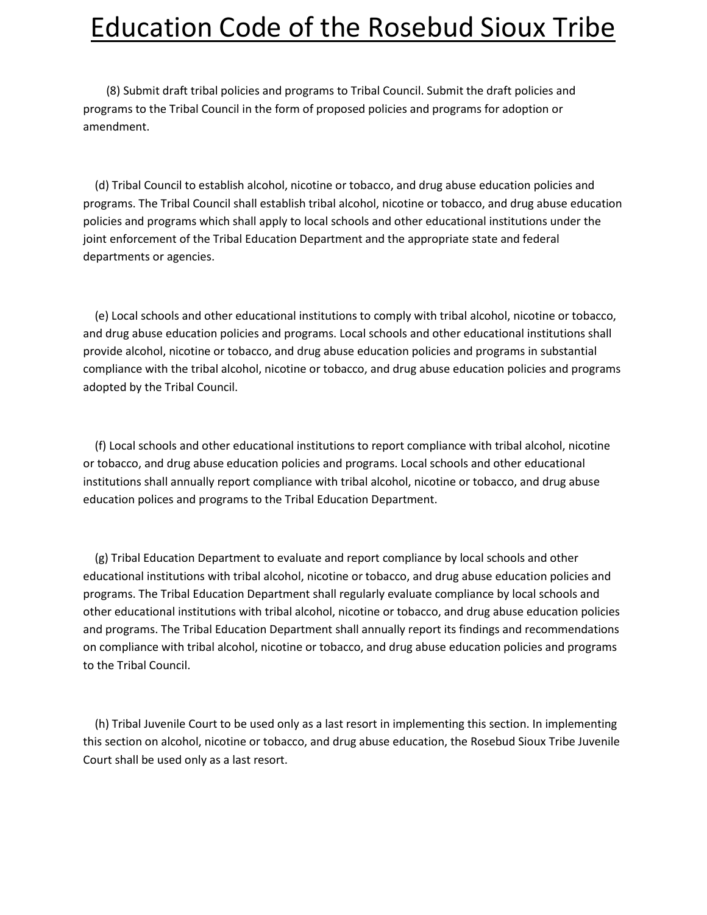(8) Submit draft tribal policies and programs to Tribal Council. Submit the draft policies and programs to the Tribal Council in the form of proposed policies and programs for adoption or amendment.

(d) Tribal Council to establish alcohol, nicotine or tobacco, and drug abuse education policies and programs. The Tribal Council shall establish tribal alcohol, nicotine or tobacco, and drug abuse education policies and programs which shall apply to local schools and other educational institutions under the joint enforcement of the Tribal Education Department and the appropriate state and federal departments or agencies.

(e) Local schools and other educational institutions to comply with tribal alcohol, nicotine or tobacco, and drug abuse education policies and programs. Local schools and other educational institutions shall provide alcohol, nicotine or tobacco, and drug abuse education policies and programs in substantial compliance with the tribal alcohol, nicotine or tobacco, and drug abuse education policies and programs adopted by the Tribal Council.

(f) Local schools and other educational institutions to report compliance with tribal alcohol, nicotine or tobacco, and drug abuse education policies and programs. Local schools and other educational institutions shall annually report compliance with tribal alcohol, nicotine or tobacco, and drug abuse education polices and programs to the Tribal Education Department.

(g) Tribal Education Department to evaluate and report compliance by local schools and other educational institutions with tribal alcohol, nicotine or tobacco, and drug abuse education policies and programs. The Tribal Education Department shall regularly evaluate compliance by local schools and other educational institutions with tribal alcohol, nicotine or tobacco, and drug abuse education policies and programs. The Tribal Education Department shall annually report its findings and recommendations on compliance with tribal alcohol, nicotine or tobacco, and drug abuse education policies and programs to the Tribal Council.

(h) Tribal Juvenile Court to be used only as a last resort in implementing this section. In implementing this section on alcohol, nicotine or tobacco, and drug abuse education, the Rosebud Sioux Tribe Juvenile Court shall be used only as a last resort.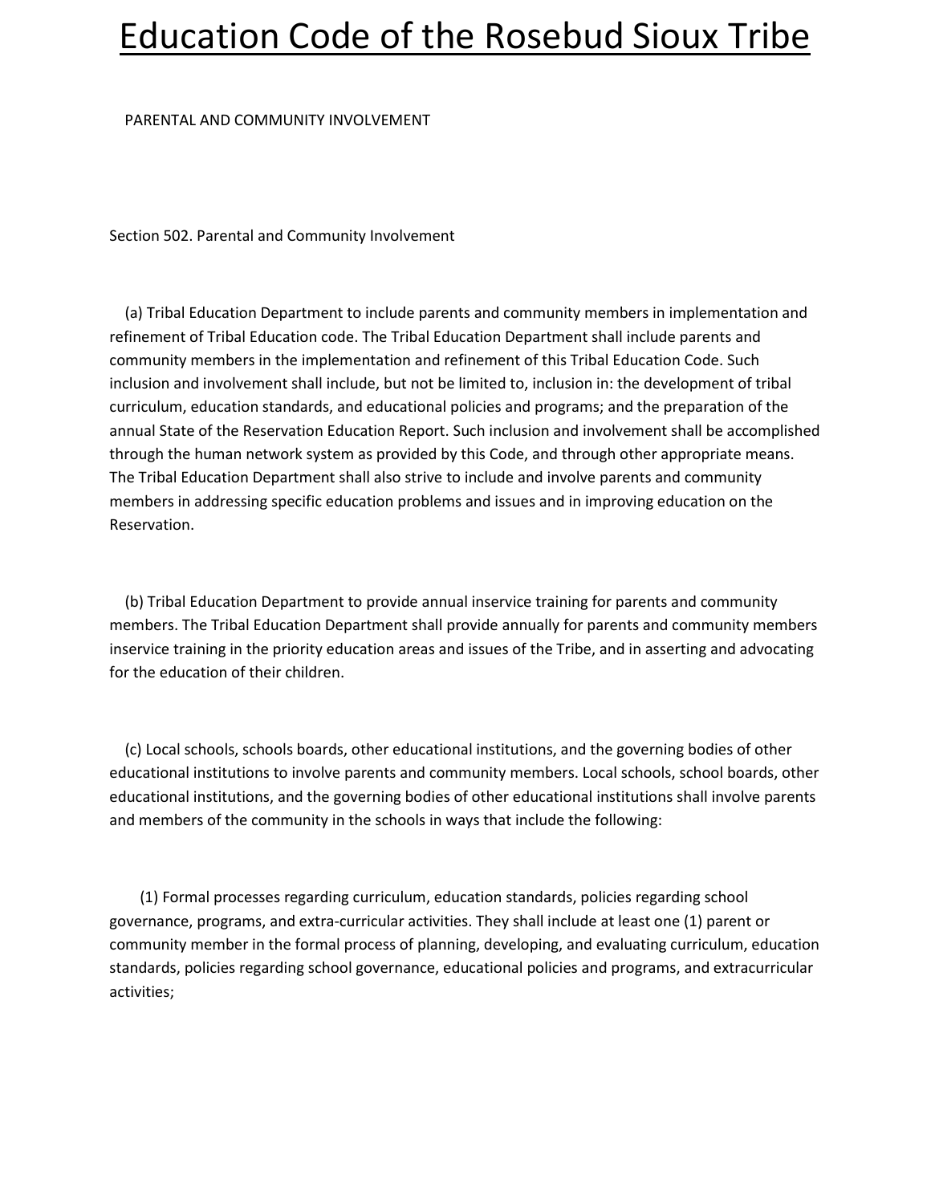# Education Code of the Rosebud Sioux Tribe

PARENTAL AND COMMUNITY INVOLVEMENT

Section 502. Parental and Community Involvement

(a) Tribal Education Department to include parents and community members in implementation and refinement of Tribal Education code. The Tribal Education Department shall include parents and community members in the implementation and refinement of this Tribal Education Code. Such inclusion and involvement shall include, but not be limited to, inclusion in: the development of tribal curriculum, education standards, and educational policies and programs; and the preparation of the annual State of the Reservation Education Report. Such inclusion and involvement shall be accomplished through the human network system as provided by this Code, and through other appropriate means. The Tribal Education Department shall also strive to include and involve parents and community members in addressing specific education problems and issues and in improving education on the Reservation.

(b) Tribal Education Department to provide annual inservice training for parents and community members. The Tribal Education Department shall provide annually for parents and community members inservice training in the priority education areas and issues of the Tribe, and in asserting and advocating for the education of their children.

(c) Local schools, schools boards, other educational institutions, and the governing bodies of other educational institutions to involve parents and community members. Local schools, school boards, other educational institutions, and the governing bodies of other educational institutions shall involve parents and members of the community in the schools in ways that include the following:

(1) Formal processes regarding curriculum, education standards, policies regarding school governance, programs, and extra-curricular activities. They shall include at least one (1) parent or community member in the formal process of planning, developing, and evaluating curriculum, education standards, policies regarding school governance, educational policies and programs, and extracurricular activities;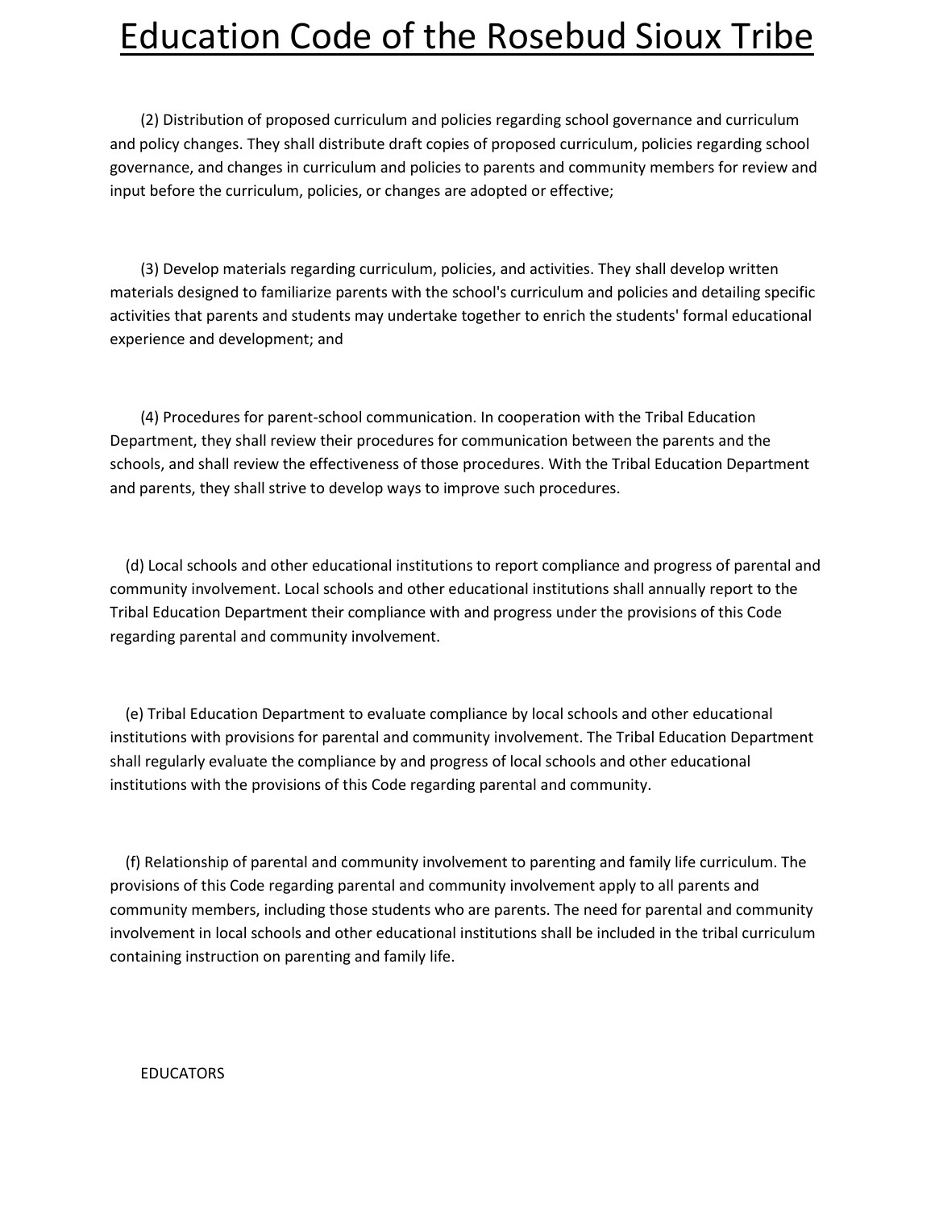(2) Distribution of proposed curriculum and policies regarding school governance and curriculum and policy changes. They shall distribute draft copies of proposed curriculum, policies regarding school governance, and changes in curriculum and policies to parents and community members for review and input before the curriculum, policies, or changes are adopted or effective;

(3) Develop materials regarding curriculum, policies, and activities. They shall develop written materials designed to familiarize parents with the school's curriculum and policies and detailing specific activities that parents and students may undertake together to enrich the students' formal educational experience and development; and

(4) Procedures for parent-school communication. In cooperation with the Tribal Education Department, they shall review their procedures for communication between the parents and the schools, and shall review the effectiveness of those procedures. With the Tribal Education Department and parents, they shall strive to develop ways to improve such procedures.

(d) Local schools and other educational institutions to report compliance and progress of parental and community involvement. Local schools and other educational institutions shall annually report to the Tribal Education Department their compliance with and progress under the provisions of this Code regarding parental and community involvement.

(e) Tribal Education Department to evaluate compliance by local schools and other educational institutions with provisions for parental and community involvement. The Tribal Education Department shall regularly evaluate the compliance by and progress of local schools and other educational institutions with the provisions of this Code regarding parental and community.

(f) Relationship of parental and community involvement to parenting and family life curriculum. The provisions of this Code regarding parental and community involvement apply to all parents and community members, including those students who are parents. The need for parental and community involvement in local schools and other educational institutions shall be included in the tribal curriculum containing instruction on parenting and family life.

EDUCATORS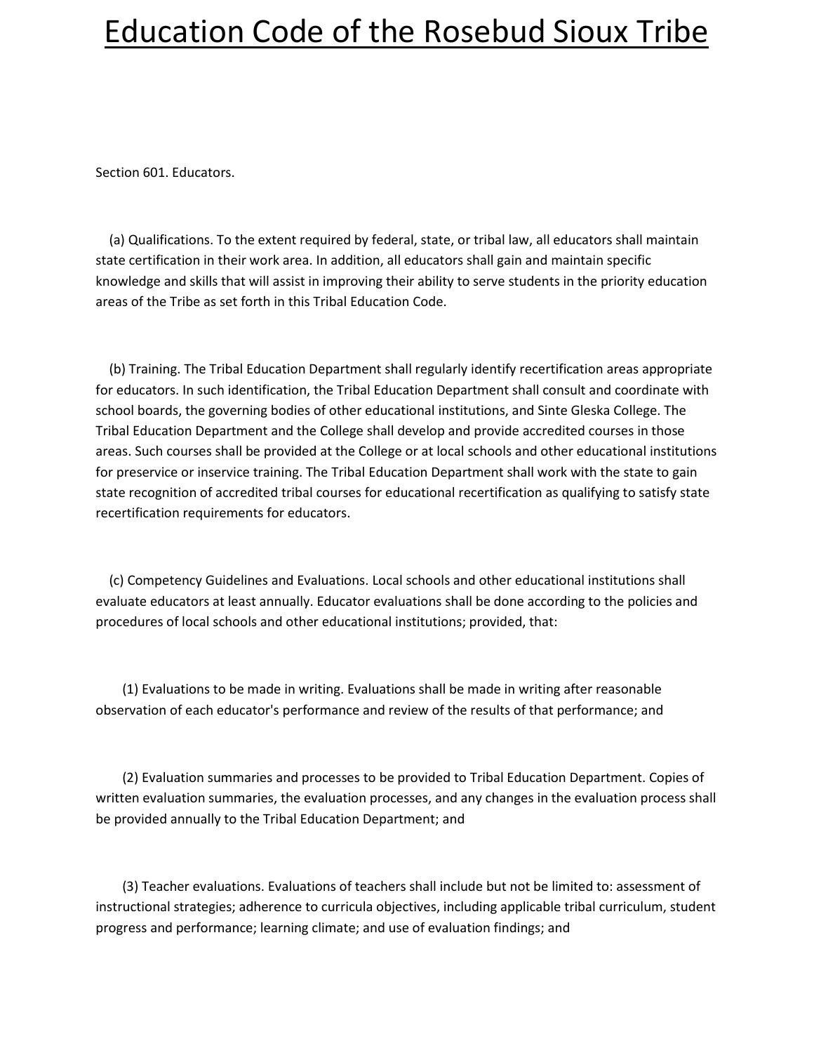# Education Code of the Rosebud Sioux Tribe

Section 601. Educators.

(a) Qualifications. To the extent required by federal, state, or tribal law, all educators shall maintain state certification in their work area. In addition, all educators shall gain and maintain specific knowledge and skills that will assist in improving their ability to serve students in the priority education areas of the Tribe as set forth in this Tribal Education Code.

(b) Training. The Tribal Education Department shall regularly identify recertification areas appropriate for educators. In such identification, the Tribal Education Department shall consult and coordinate with school boards, the governing bodies of other educational institutions, and Sinte Gleska College. The Tribal Education Department and the College shall develop and provide accredited courses in those areas. Such courses shall be provided at the College or at local schools and other educational institutions for preservice or inservice training. The Tribal Education Department shall work with the state to gain state recognition of accredited tribal courses for educational recertification as qualifying to satisfy state recertification requirements for educators.

(c) Competency Guidelines and Evaluations. Local schools and other educational institutions shall evaluate educators at least annually. Educator evaluations shall be done according to the policies and procedures of local schools and other educational institutions; provided, that:

(1) Evaluations to be made in writing. Evaluations shall be made in writing after reasonable observation of each educator's performance and review of the results of that performance; and

(2) Evaluation summaries and processes to be provided to Tribal Education Department. Copies of written evaluation summaries, the evaluation processes, and any changes in the evaluation process shall be provided annually to the Tribal Education Department; and

(3) Teacher evaluations. Evaluations of teachers shall include but not be limited to: assessment of instructional strategies; adherence to curricula objectives, including applicable tribal curriculum, student progress and performance; learning climate; and use of evaluation findings; and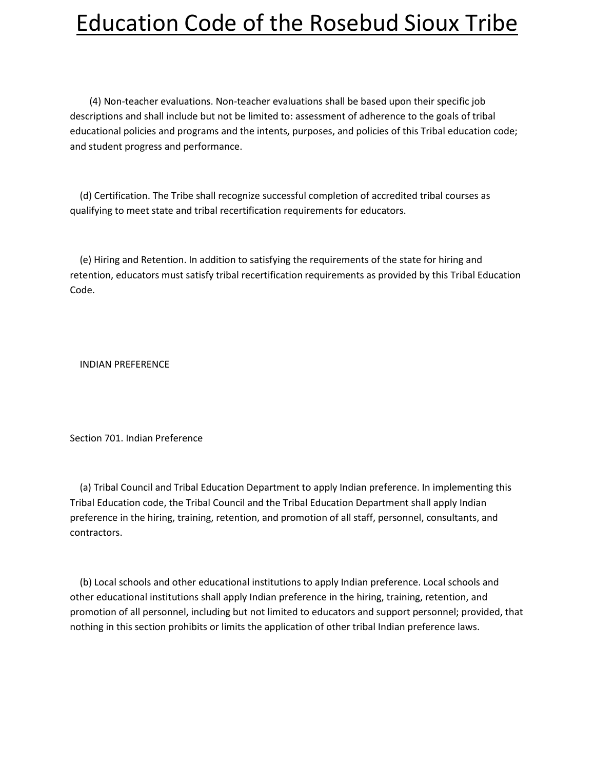(4) Non-teacher evaluations. Non-teacher evaluations shall be based upon their specific job descriptions and shall include but not be limited to: assessment of adherence to the goals of tribal educational policies and programs and the intents, purposes, and policies of this Tribal education code; and student progress and performance.

(d) Certification. The Tribe shall recognize successful completion of accredited tribal courses as qualifying to meet state and tribal recertification requirements for educators.

(e) Hiring and Retention. In addition to satisfying the requirements of the state for hiring and retention, educators must satisfy tribal recertification requirements as provided by this Tribal Education Code.

## INDIAN PREFERENCE

### Section 701. Indian Preference

(a) Tribal Council and Tribal Education Department to apply Indian preference. In implementing this Tribal Education code, the Tribal Council and the Tribal Education Department shall apply Indian preference in the hiring, training, retention, and promotion of all staff, personnel, consultants, and contractors.

(b) Local schools and other educational institutions to apply Indian preference. Local schools and other educational institutions shall apply Indian preference in the hiring, training, retention, and promotion of all personnel, including but not limited to educators and support personnel; provided, that nothing in this section prohibits or limits the application of other tribal Indian preference laws.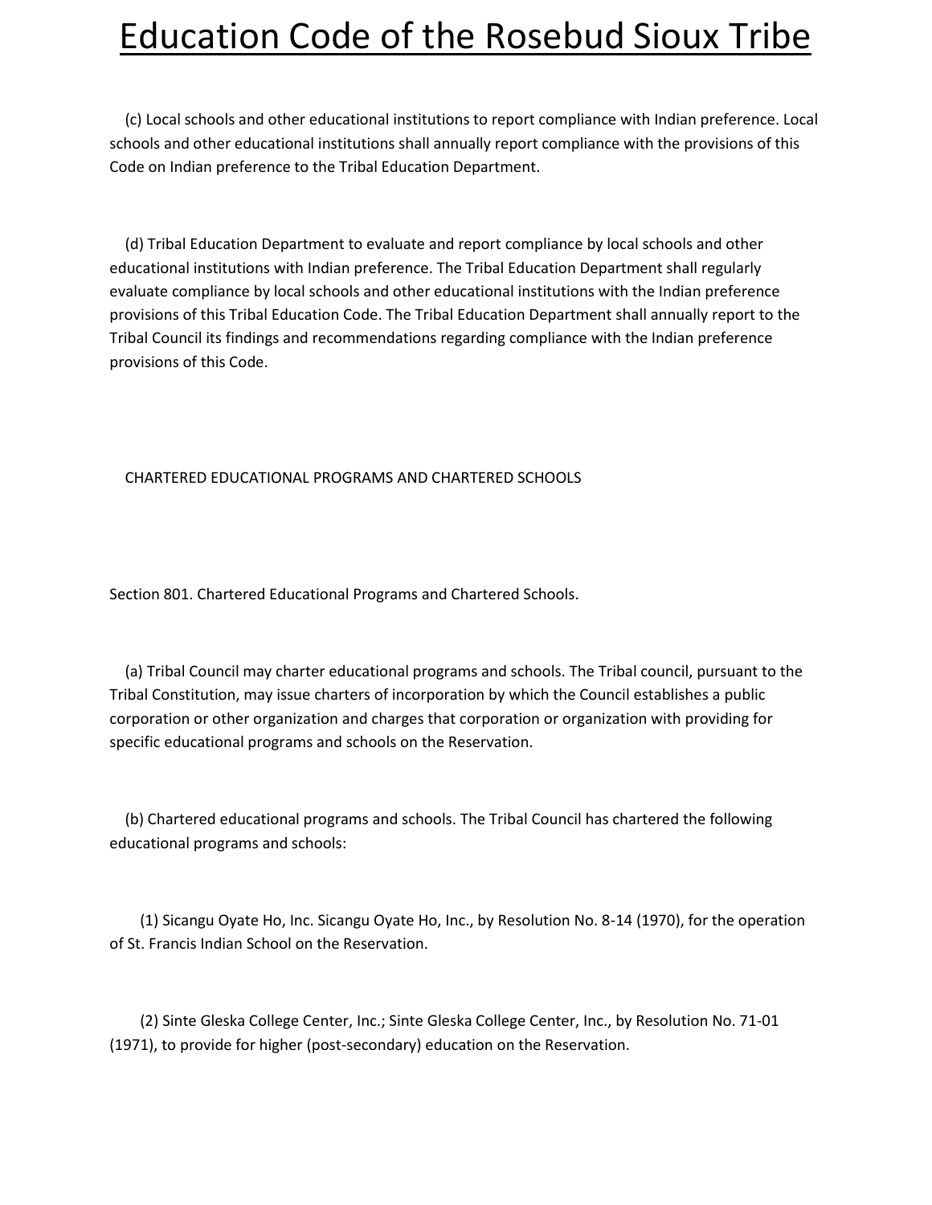(c) Local schools and other educational institutions to report compliance with Indian preference. Local schools and other educational institutions shall annually report compliance with the provisions of this Code on Indian preference to the Tribal Education Department.

(d) Tribal Education Department to evaluate and report compliance by local schools and other educational institutions with Indian preference. The Tribal Education Department shall regularly evaluate compliance by local schools and other educational institutions with the Indian preference provisions of this Tribal Education Code. The Tribal Education Department shall annually report to the Tribal Council its findings and recommendations regarding compliance with the Indian preference provisions of this Code.

## CHARTERED EDUCATIONAL PROGRAMS AND CHARTERED SCHOOLS

### Section 801. Chartered Educational Programs and Chartered Schools.

(a) Tribal Council may charter educational programs and schools. The Tribal council, pursuant to the Tribal Constitution, may issue charters of incorporation by which the Council establishes a public corporation or other organization and charges that corporation or organization with providing for specific educational programs and schools on the Reservation.

(b) Chartered educational programs and schools. The Tribal Council has chartered the following educational programs and schools:

(1) Sicangu Oyate Ho, Inc. Sicangu Oyate Ho, Inc., by Resolution No. 8-14 (1970), for the operation of St. Francis Indian School on the Reservation.

(2) Sinte Gleska College Center, Inc.; Sinte Gleska College Center, Inc., by Resolution No. 71-01 (1971), to provide for higher (post-secondary) education on the Reservation.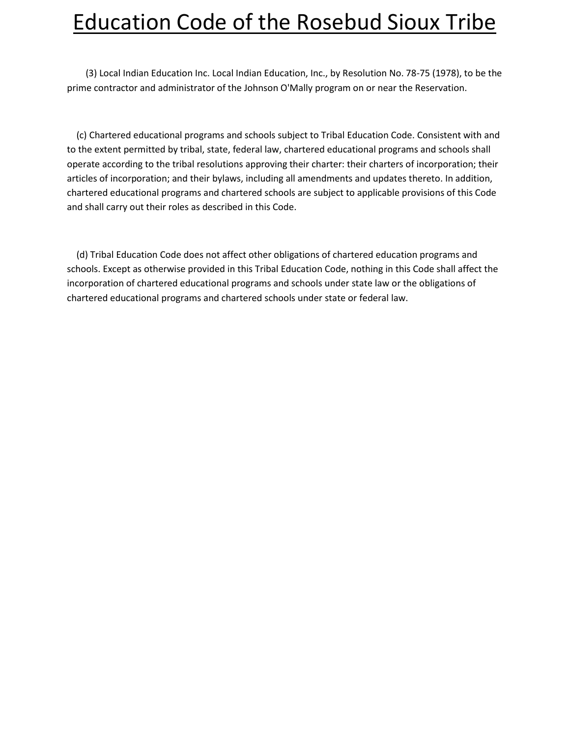(3) Local Indian Education Inc. Local Indian Education, Inc., by Resolution No. 78-75 (1978), to be the prime contractor and administrator of the Johnson O'Mally program on or near the Reservation.

(c) Chartered educational programs and schools subject to Tribal Education Code. Consistent with and to the extent permitted by tribal, state, federal law, chartered educational programs and schools shall operate according to the tribal resolutions approving their charter: their charters of incorporation; their articles of incorporation; and their bylaws, including all amendments and updates thereto. In addition, chartered educational programs and chartered schools are subject to applicable provisions of this Code and shall carry out their roles as described in this Code.

(d) Tribal Education Code does not affect other obligations of chartered education programs and schools. Except as otherwise provided in this Tribal Education Code, nothing in this Code shall affect the incorporation of chartered educational programs and schools under state law or the obligations of chartered educational programs and chartered schools under state or federal law.